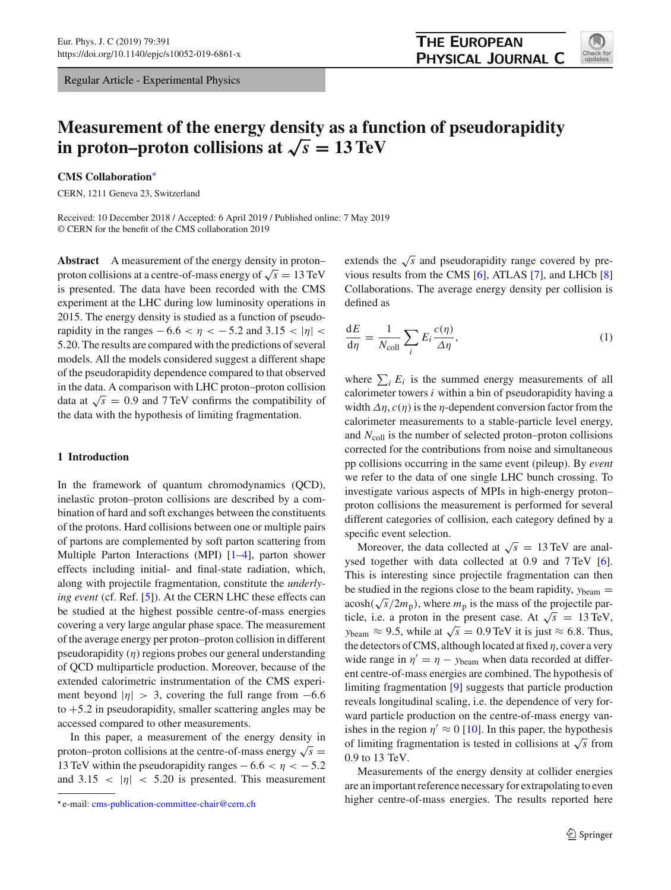Regular Article - Experimental Physics

# Measurement of the energy density as a function of pseudorapidity in proton–proton collisions at $\sqrt{s} = 13\,\text{TeV}$

**CMS Collaboration***

CERN, 1211 Geneva 23, Switzerland

Received: 10 December 2018 / Accepted: 6 April 2019 / Published online: 7 May 2019
© CERN for the benefit of the CMS collaboration 2019

**Abstract** A measurement of the energy density in proton–proton collisions at a centre-of-mass energy of $\sqrt{s} = 13\,\text{TeV}$ is presented. The data have been recorded with the CMS experiment at the LHC during low luminosity operations in 2015. The energy density is studied as a function of pseudorapidity in the ranges $-6.6 < \eta < -5.2$ and $3.15 < |\eta| < 5.20$. The results are compared with the predictions of several models. All the models considered suggest a different shape of the pseudorapidity dependence compared to that observed in the data. A comparison with LHC proton–proton collision data at $\sqrt{s} = 0.9$ and $7\,\text{TeV}$ confirms the compatibility of the data with the hypothesis of limiting fragmentation.

## 1 Introduction

In the framework of quantum chromodynamics (QCD), inelastic proton–proton collisions are described by a combination of hard and soft exchanges between the constituents of the protons. Hard collisions between one or multiple pairs of partons are complemented by soft parton scattering from Multiple Parton Interactions (MPI) [1–4], parton shower effects including initial- and final-state radiation, which, along with projectile fragmentation, constitute the *underlying event* (cf. Ref. [5]). At the CERN LHC these effects can be studied at the highest possible centre-of-mass energies covering a very large angular phase space. The measurement of the average energy per proton–proton collision in different pseudorapidity ($\eta$) regions probes our general understanding of QCD multiparticle production. Moreover, because of the extended calorimetric instrumentation of the CMS experiment beyond $|\eta| > 3$, covering the full range from $-6.6$ to $+5.2$ in pseudorapidity, smaller scattering angles may be accessed compared to other measurements.

In this paper, a measurement of the energy density in proton–proton collisions at the centre-of-mass energy $\sqrt{s} = 13\,\text{TeV}$ within the pseudorapidity ranges $-6.6 < \eta < -5.2$ and $3.15 < |\eta| < 5.20$ is presented. This measurement extends the $\sqrt{s}$ and pseudorapidity range covered by previous results from the CMS [6], ATLAS [7], and LHCb [8] Collaborations. The average energy density per collision is defined as

$$\frac{\mathrm{d}E}{\mathrm{d}\eta} = \frac{1}{N_{\text{coll}}} \sum_i E_i \frac{c(\eta)}{\Delta\eta}, \tag{1}$$

where $\sum_i E_i$ is the summed energy measurements of all calorimeter towers $i$ within a bin of pseudorapidity having a width $\Delta\eta$, $c(\eta)$ is the $\eta$-dependent conversion factor from the calorimeter measurements to a stable-particle level energy, and $N_{\text{coll}}$ is the number of selected proton–proton collisions corrected for the contributions from noise and simultaneous pp collisions occurring in the same event (pileup). By *event* we refer to the data of one single LHC bunch crossing. To investigate various aspects of MPIs in high-energy proton–proton collisions the measurement is performed for several different categories of collision, each category defined by a specific event selection.

Moreover, the data collected at $\sqrt{s} = 13\,\text{TeV}$ are analysed together with data collected at 0.9 and 7 TeV [6]. This is interesting since projectile fragmentation can then be studied in the regions close to the beam rapidity, $y_{\text{beam}} = \text{acosh}(\sqrt{s}/2m_{\text{p}})$, where $m_{\text{p}}$ is the mass of the projectile particle, i.e. a proton in the present case. At $\sqrt{s} = 13\,\text{TeV}$, $y_{\text{beam}} \approx 9.5$, while at $\sqrt{s} = 0.9\,\text{TeV}$ it is just $\approx 6.8$. Thus, the detectors of CMS, although located at fixed $\eta$, cover a very wide range in $\eta' = \eta - y_{\text{beam}}$ when data recorded at different centre-of-mass energies are combined. The hypothesis of limiting fragmentation [9] suggests that particle production reveals longitudinal scaling, i.e. the dependence of very forward particle production on the centre-of-mass energy vanishes in the region $\eta' \approx 0$ [10]. In this paper, the hypothesis of limiting fragmentation is tested in collisions at $\sqrt{s}$ from 0.9 to 13 TeV.

Measurements of the energy density at collider energies are an important reference necessary for extrapolating to even higher centre-of-mass energies. The results reported here

* e-mail: cms-publication-committee-chair@cern.ch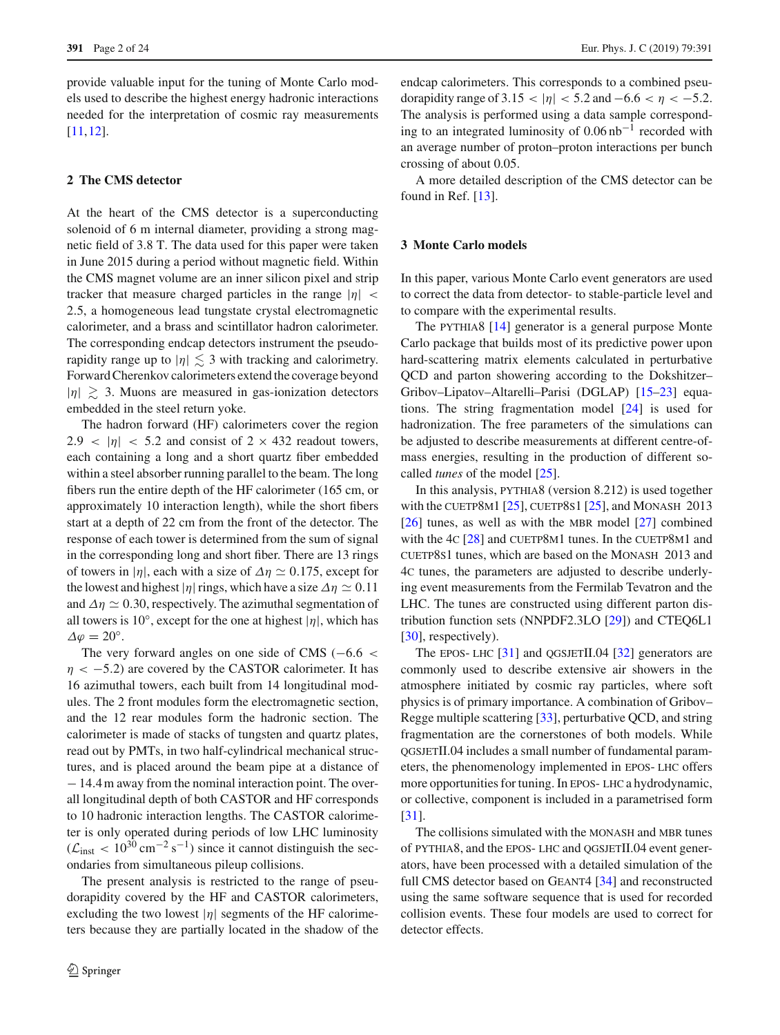provide valuable input for the tuning of Monte Carlo models used to describe the highest energy hadronic interactions needed for the interpretation of cosmic ray measurements [11,12].

## 2 The CMS detector

At the heart of the CMS detector is a superconducting solenoid of 6 m internal diameter, providing a strong magnetic field of 3.8 T. The data used for this paper were taken in June 2015 during a period without magnetic field. Within the CMS magnet volume are an inner silicon pixel and strip tracker that measure charged particles in the range $|\eta| < 2.5$, a homogeneous lead tungstate crystal electromagnetic calorimeter, and a brass and scintillator hadron calorimeter. The corresponding endcap detectors instrument the pseudorapidity range up to $|\eta| \lesssim 3$ with tracking and calorimetry. Forward Cherenkov calorimeters extend the coverage beyond $|\eta| \gtrsim 3$. Muons are measured in gas-ionization detectors embedded in the steel return yoke.

The hadron forward (HF) calorimeters cover the region $2.9 < |\eta| < 5.2$ and consist of $2 \times 432$ readout towers, each containing a long and a short quartz fiber embedded within a steel absorber running parallel to the beam. The long fibers run the entire depth of the HF calorimeter (165 cm, or approximately 10 interaction length), while the short fibers start at a depth of 22 cm from the front of the detector. The response of each tower is determined from the sum of signal in the corresponding long and short fiber. There are 13 rings of towers in $|\eta|$, each with a size of $\Delta\eta \simeq 0.175$, except for the lowest and highest $|\eta|$ rings, which have a size $\Delta\eta \simeq 0.11$ and $\Delta\eta \simeq 0.30$, respectively. The azimuthal segmentation of all towers is 10°, except for the one at highest $|\eta|$, which has $\Delta\varphi = 20°$.

The very forward angles on one side of CMS ($-6.6 < \eta < -5.2$) are covered by the CASTOR calorimeter. It has 16 azimuthal towers, each built from 14 longitudinal modules. The 2 front modules form the electromagnetic section, and the 12 rear modules form the hadronic section. The calorimeter is made of stacks of tungsten and quartz plates, read out by PMTs, in two half-cylindrical mechanical structures, and is placed around the beam pipe at a distance of − 14.4 m away from the nominal interaction point. The overall longitudinal depth of both CASTOR and HF corresponds to 10 hadronic interaction lengths. The CASTOR calorimeter is only operated during periods of low LHC luminosity ($\mathcal{L}_{\text{inst}} < 10^{30}\,\text{cm}^{-2}\,\text{s}^{-1}$) since it cannot distinguish the secondaries from simultaneous pileup collisions.

The present analysis is restricted to the range of pseudorapidity covered by the HF and CASTOR calorimeters, excluding the two lowest $|\eta|$ segments of the HF calorimeters because they are partially located in the shadow of the endcap calorimeters. This corresponds to a combined pseudorapidity range of $3.15 < |\eta| < 5.2$ and $-6.6 < \eta < -5.2$. The analysis is performed using a data sample corresponding to an integrated luminosity of $0.06\,\text{nb}^{-1}$ recorded with an average number of proton–proton interactions per bunch crossing of about 0.05.

A more detailed description of the CMS detector can be found in Ref. [13].

## 3 Monte Carlo models

In this paper, various Monte Carlo event generators are used to correct the data from detector- to stable-particle level and to compare with the experimental results.

The PYTHIA8 [14] generator is a general purpose Monte Carlo package that builds most of its predictive power upon hard-scattering matrix elements calculated in perturbative QCD and parton showering according to the Dokshitzer–Gribov–Lipatov–Altarelli–Parisi (DGLAP) [15–23] equations. The string fragmentation model [24] is used for hadronization. The free parameters of the simulations can be adjusted to describe measurements at different centre-of-mass energies, resulting in the production of different so-called *tunes* of the model [25].

In this analysis, PYTHIA8 (version 8.212) is used together with the CUETP8M1 [25], CUETP8S1 [25], and MONASH 2013 [26] tunes, as well as with the MBR model [27] combined with the 4C [28] and CUETP8M1 tunes. In the CUETP8M1 and CUETP8S1 tunes, which are based on the MONASH 2013 and 4C tunes, the parameters are adjusted to describe underlying event measurements from the Fermilab Tevatron and the LHC. The tunes are constructed using different parton distribution function sets (NNPDF2.3LO [29]) and CTEQ6L1 [30], respectively).

The EPOS- LHC [31] and QGSJETII.04 [32] generators are commonly used to describe extensive air showers in the atmosphere initiated by cosmic ray particles, where soft physics is of primary importance. A combination of Gribov–Regge multiple scattering [33], perturbative QCD, and string fragmentation are the cornerstones of both models. While QGSJETII.04 includes a small number of fundamental parameters, the phenomenology implemented in EPOS- LHC offers more opportunities for tuning. In EPOS- LHC a hydrodynamic, or collective, component is included in a parametrised form [31].

The collisions simulated with the MONASH and MBR tunes of PYTHIA8, and the EPOS- LHC and QGSJETII.04 event generators, have been processed with a detailed simulation of the full CMS detector based on GEANT4 [34] and reconstructed using the same software sequence that is used for recorded collision events. These four models are used to correct for detector effects.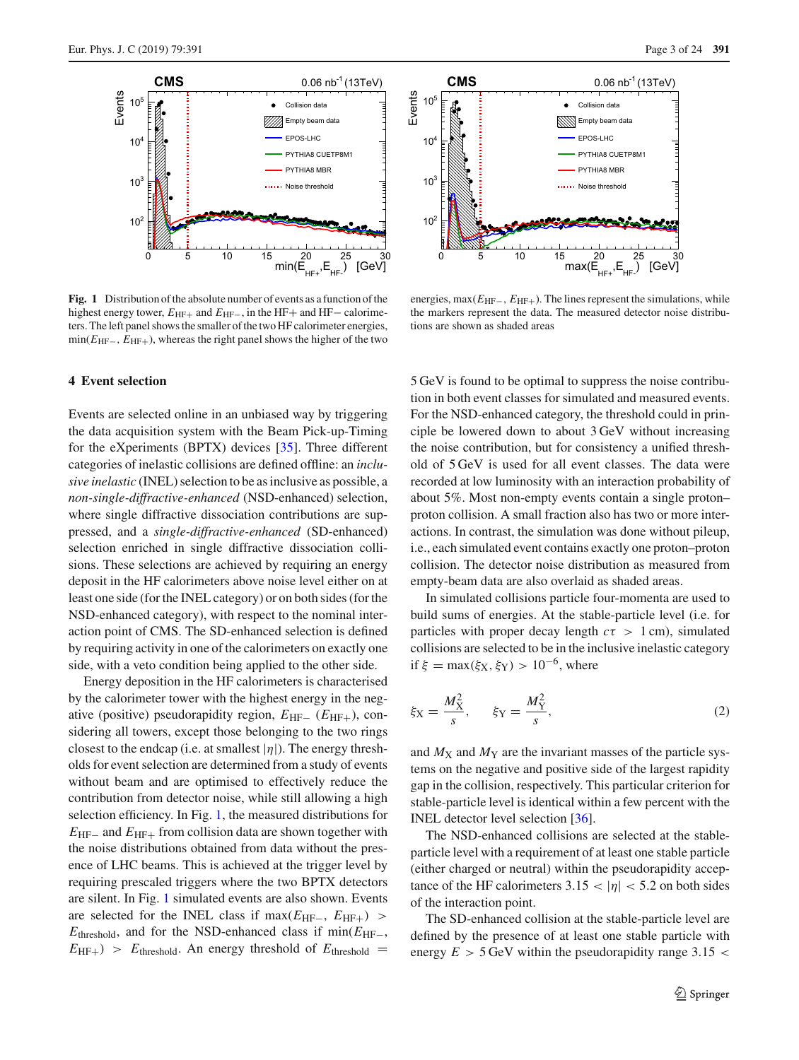**Fig. 1** Distribution of the absolute number of events as a function of the highest energy tower, $E_{\mathrm{HF}+}$ and $E_{\mathrm{HF}-}$, in the HF+ and HF− calorimeters. The left panel shows the smaller of the two HF calorimeter energies, $\min(E_{\mathrm{HF}-}, E_{\mathrm{HF}+})$, whereas the right panel shows the higher of the two energies, $\max(E_{\mathrm{HF}-}, E_{\mathrm{HF}+})$. The lines represent the simulations, while the markers represent the data. The measured detector noise distributions are shown as shaded areas

## 4 Event selection

Events are selected online in an unbiased way by triggering the data acquisition system with the Beam Pick-up-Timing for the eXperiments (BPTX) devices [35]. Three different categories of inelastic collisions are defined offline: an *inclusive inelastic* (INEL) selection to be as inclusive as possible, a *non-single-diffractive-enhanced* (NSD-enhanced) selection, where single diffractive dissociation contributions are suppressed, and a *single-diffractive-enhanced* (SD-enhanced) selection enriched in single diffractive dissociation collisions. These selections are achieved by requiring an energy deposit in the HF calorimeters above noise level either on at least one side (for the INEL category) or on both sides (for the NSD-enhanced category), with respect to the nominal interaction point of CMS. The SD-enhanced selection is defined by requiring activity in one of the calorimeters on exactly one side, with a veto condition being applied to the other side.

Energy deposition in the HF calorimeters is characterised by the calorimeter tower with the highest energy in the negative (positive) pseudorapidity region, $E_{\mathrm{HF}-}$ ($E_{\mathrm{HF}+}$), considering all towers, except those belonging to the two rings closest to the endcap (i.e. at smallest $|\eta|$). The energy thresholds for event selection are determined from a study of events without beam and are optimised to effectively reduce the contribution from detector noise, while still allowing a high selection efficiency. In Fig. 1, the measured distributions for $E_{\mathrm{HF}-}$ and $E_{\mathrm{HF}+}$ from collision data are shown together with the noise distributions obtained from data without the presence of LHC beams. This is achieved at the trigger level by requiring prescaled triggers where the two BPTX detectors are silent. In Fig. 1 simulated events are also shown. Events are selected for the INEL class if $\max(E_{\mathrm{HF}-}, E_{\mathrm{HF}+}) > E_{\mathrm{threshold}}$, and for the NSD-enhanced class if $\min(E_{\mathrm{HF}-}, E_{\mathrm{HF}+}) > E_{\mathrm{threshold}}$. An energy threshold of $E_{\mathrm{threshold}} = 5\,\mathrm{GeV}$ is found to be optimal to suppress the noise contribution in both event classes for simulated and measured events. For the NSD-enhanced category, the threshold could in principle be lowered down to about 3 GeV without increasing the noise contribution, but for consistency a unified threshold of 5 GeV is used for all event classes. The data were recorded at low luminosity with an interaction probability of about 5%. Most non-empty events contain a single proton–proton collision. A small fraction also has two or more interactions. In contrast, the simulation was done without pileup, i.e., each simulated event contains exactly one proton–proton collision. The detector noise distribution as measured from empty-beam data are also overlaid as shaded areas.

In simulated collisions particle four-momenta are used to build sums of energies. At the stable-particle level (i.e. for particles with proper decay length $c\tau > 1\,\mathrm{cm}$), simulated collisions are selected to be in the inclusive inelastic category if $\xi = \max(\xi_{\mathrm{X}}, \xi_{\mathrm{Y}}) > 10^{-6}$, where

$$\xi_{\mathrm{X}} = \frac{M_{\mathrm{X}}^2}{s}, \qquad \xi_{\mathrm{Y}} = \frac{M_{\mathrm{Y}}^2}{s}, \tag{2}$$

and $M_{\mathrm{X}}$ and $M_{\mathrm{Y}}$ are the invariant masses of the particle systems on the negative and positive side of the largest rapidity gap in the collision, respectively. This particular criterion for stable-particle level is identical within a few percent with the INEL detector level selection [36].

The NSD-enhanced collisions are selected at the stable-particle level with a requirement of at least one stable particle (either charged or neutral) within the pseudorapidity acceptance of the HF calorimeters $3.15 < |\eta| < 5.2$ on both sides of the interaction point.

The SD-enhanced collision at the stable-particle level are defined by the presence of at least one stable particle with energy $E > 5\,\mathrm{GeV}$ within the pseudorapidity range $3.15 <$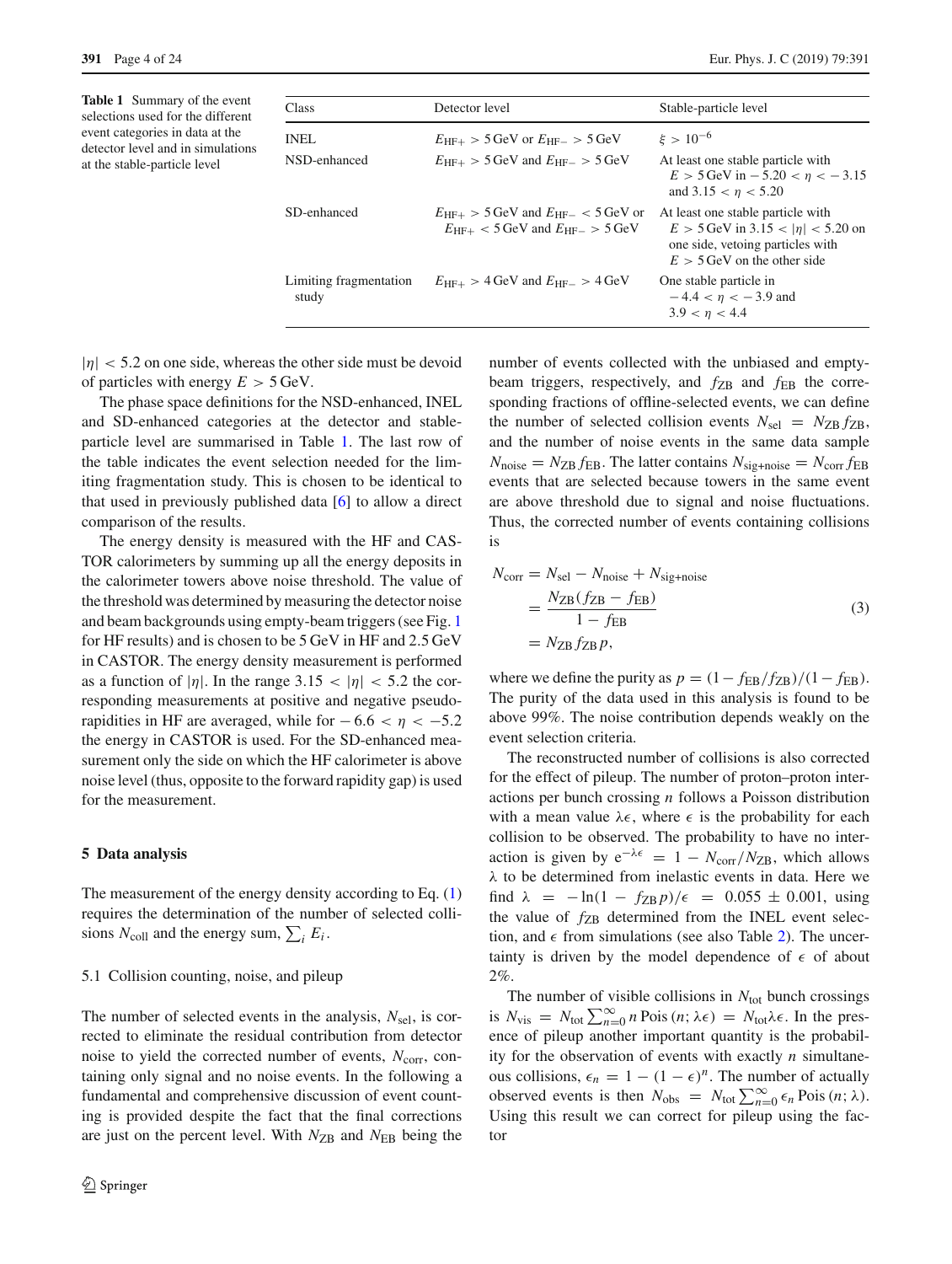**Table 1** Summary of the event selections used for the different event categories in data at the detector level and in simulations at the stable-particle level

| Class | Detector level | Stable-particle level |
|---|---|---|
| INEL | $E_{\mathrm{HF+}} > 5\,\mathrm{GeV}$ or $E_{\mathrm{HF-}} > 5\,\mathrm{GeV}$ | $\xi > 10^{-6}$ |
| NSD-enhanced | $E_{\mathrm{HF+}} > 5\,\mathrm{GeV}$ and $E_{\mathrm{HF-}} > 5\,\mathrm{GeV}$ | At least one stable particle with $E > 5\,\mathrm{GeV}$ in $-5.20 < \eta < -3.15$ and $3.15 < \eta < 5.20$ |
| SD-enhanced | $E_{\mathrm{HF+}} > 5\,\mathrm{GeV}$ and $E_{\mathrm{HF-}} < 5\,\mathrm{GeV}$ or $E_{\mathrm{HF+}} < 5\,\mathrm{GeV}$ and $E_{\mathrm{HF-}} > 5\,\mathrm{GeV}$ | At least one stable particle with $E > 5\,\mathrm{GeV}$ in $3.15 < \lvert\eta\rvert < 5.20$ on one side, vetoing particles with $E > 5\,\mathrm{GeV}$ on the other side |
| Limiting fragmentation study | $E_{\mathrm{HF+}} > 4\,\mathrm{GeV}$ and $E_{\mathrm{HF-}} > 4\,\mathrm{GeV}$ | One stable particle in $-4.4 < \eta < -3.9$ and $3.9 < \eta < 4.4$ |

$|\eta| < 5.2$ on one side, whereas the other side must be devoid of particles with energy $E > 5\,\mathrm{GeV}$.

The phase space definitions for the NSD-enhanced, INEL and SD-enhanced categories at the detector and stable-particle level are summarised in Table 1. The last row of the table indicates the event selection needed for the limiting fragmentation study. This is chosen to be identical to that used in previously published data [6] to allow a direct comparison of the results.

The energy density is measured with the HF and CASTOR calorimeters by summing up all the energy deposits in the calorimeter towers above noise threshold. The value of the threshold was determined by measuring the detector noise and beam backgrounds using empty-beam triggers (see Fig. 1 for HF results) and is chosen to be 5 GeV in HF and 2.5 GeV in CASTOR. The energy density measurement is performed as a function of $|\eta|$. In the range $3.15 < |\eta| < 5.2$ the corresponding measurements at positive and negative pseudorapidities in HF are averaged, while for $-6.6 < \eta < -5.2$ the energy in CASTOR is used. For the SD-enhanced measurement only the side on which the HF calorimeter is above noise level (thus, opposite to the forward rapidity gap) is used for the measurement.

## 5 Data analysis

The measurement of the energy density according to Eq. (1) requires the determination of the number of selected collisions $N_{\mathrm{coll}}$ and the energy sum, $\sum_i E_i$.

### 5.1 Collision counting, noise, and pileup

The number of selected events in the analysis, $N_{\mathrm{sel}}$, is corrected to eliminate the residual contribution from detector noise to yield the corrected number of events, $N_{\mathrm{corr}}$, containing only signal and no noise events. In the following a fundamental and comprehensive discussion of event counting is provided despite the fact that the final corrections are just on the percent level. With $N_{\mathrm{ZB}}$ and $N_{\mathrm{EB}}$ being the number of events collected with the unbiased and empty-beam triggers, respectively, and $f_{\mathrm{ZB}}$ and $f_{\mathrm{EB}}$ the corresponding fractions of offline-selected events, we can define the number of selected collision events $N_{\mathrm{sel}} = N_{\mathrm{ZB}} f_{\mathrm{ZB}}$, and the number of noise events in the same data sample $N_{\mathrm{noise}} = N_{\mathrm{ZB}} f_{\mathrm{EB}}$. The latter contains $N_{\mathrm{sig+noise}} = N_{\mathrm{corr}} f_{\mathrm{EB}}$ events that are selected because towers in the same event are above threshold due to signal and noise fluctuations. Thus, the corrected number of events containing collisions is

$$
\begin{aligned}
N_{\mathrm{corr}} &= N_{\mathrm{sel}} - N_{\mathrm{noise}} + N_{\mathrm{sig+noise}} \\
&= \frac{N_{\mathrm{ZB}}(f_{\mathrm{ZB}} - f_{\mathrm{EB}})}{1 - f_{\mathrm{EB}}} \\
&= N_{\mathrm{ZB}} f_{\mathrm{ZB}}\, p,
\end{aligned}
\tag{3}
$$

where we define the purity as $p = (1 - f_{\mathrm{EB}}/f_{\mathrm{ZB}})/(1 - f_{\mathrm{EB}})$. The purity of the data used in this analysis is found to be above 99%. The noise contribution depends weakly on the event selection criteria.

The reconstructed number of collisions is also corrected for the effect of pileup. The number of proton–proton interactions per bunch crossing $n$ follows a Poisson distribution with a mean value $\lambda\epsilon$, where $\epsilon$ is the probability for each collision to be observed. The probability to have no interaction is given by $\mathrm{e}^{-\lambda\epsilon} = 1 - N_{\mathrm{corr}}/N_{\mathrm{ZB}}$, which allows $\lambda$ to be determined from inelastic events in data. Here we find $\lambda = -\ln(1 - f_{\mathrm{ZB}}\, p)/\epsilon = 0.055 \pm 0.001$, using the value of $f_{\mathrm{ZB}}$ determined from the INEL event selection, and $\epsilon$ from simulations (see also Table 2). The uncertainty is driven by the model dependence of $\epsilon$ of about 2%.

The number of visible collisions in $N_{\mathrm{tot}}$ bunch crossings is $N_{\mathrm{vis}} = N_{\mathrm{tot}} \sum_{n=0}^{\infty} n\, \mathrm{Pois}\,(n; \lambda\epsilon) = N_{\mathrm{tot}}\lambda\epsilon$. In the presence of pileup another important quantity is the probability for the observation of events with exactly $n$ simultaneous collisions, $\epsilon_n = 1 - (1 - \epsilon)^n$. The number of actually observed events is then $N_{\mathrm{obs}} = N_{\mathrm{tot}} \sum_{n=0}^{\infty} \epsilon_n\, \mathrm{Pois}\,(n; \lambda)$. Using this result we can correct for pileup using the factor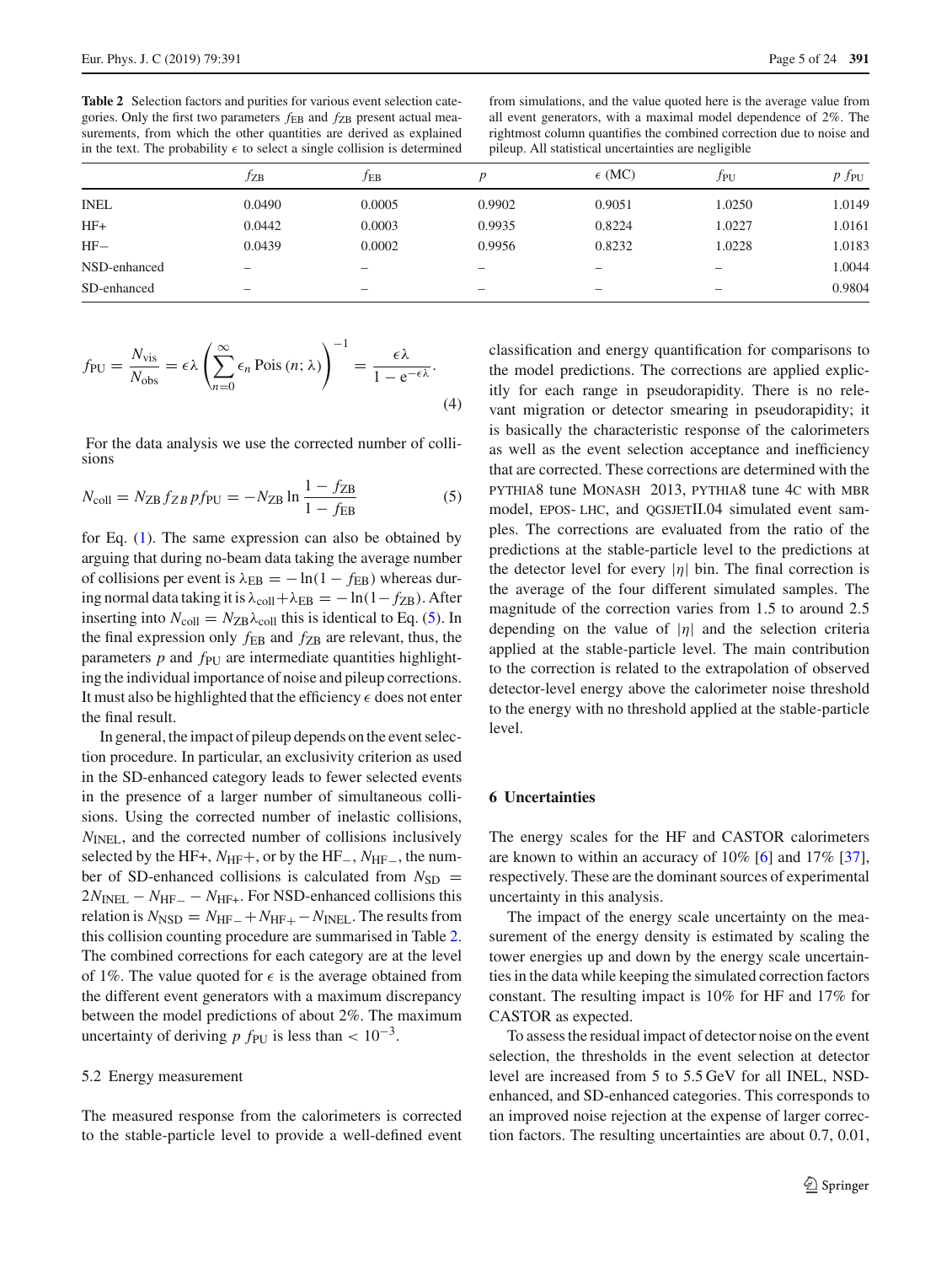**Table 2** Selection factors and purities for various event selection categories. Only the first two parameters $f_{\text{EB}}$ and $f_{\text{ZB}}$ present actual measurements, from which the other quantities are derived as explained in the text. The probability $\epsilon$ to select a single collision is determined from simulations, and the value quoted here is the average value from all event generators, with a maximal model dependence of 2%. The rightmost column quantifies the combined correction due to noise and pileup. All statistical uncertainties are negligible

| | $f_{\text{ZB}}$ | $f_{\text{EB}}$ | $p$ | $\epsilon$ (MC) | $f_{\text{PU}}$ | $p\, f_{\text{PU}}$ |
|---|---|---|---|---|---|---|
| INEL | 0.0490 | 0.0005 | 0.9902 | 0.9051 | 1.0250 | 1.0149 |
| HF+ | 0.0442 | 0.0003 | 0.9935 | 0.8224 | 1.0227 | 1.0161 |
| HF− | 0.0439 | 0.0002 | 0.9956 | 0.8232 | 1.0228 | 1.0183 |
| NSD-enhanced | – | – | – | – | – | 1.0044 |
| SD-enhanced | – | – | – | – | – | 0.9804 |

$$f_{\text{PU}} = \frac{N_{\text{vis}}}{N_{\text{obs}}} = \epsilon\lambda \left(\sum_{n=0}^{\infty} \epsilon_n \,\text{Pois}\,(n;\lambda)\right)^{-1} = \frac{\epsilon\lambda}{1-\mathrm{e}^{-\epsilon\lambda}}. \tag{4}$$

For the data analysis we use the corrected number of collisions

$$N_{\text{coll}} = N_{\text{ZB}}\, f_{ZB}\, p f_{\text{PU}} = -N_{\text{ZB}} \ln \frac{1-f_{\text{ZB}}}{1-f_{\text{EB}}} \tag{5}$$

for Eq. (1). The same expression can also be obtained by arguing that during no-beam data taking the average number of collisions per event is $\lambda_{\text{EB}} = -\ln(1-f_{\text{EB}})$ whereas during normal data taking it is $\lambda_{\text{coll}}+\lambda_{\text{EB}} = -\ln(1-f_{\text{ZB}})$. After inserting into $N_{\text{coll}} = N_{\text{ZB}}\lambda_{\text{coll}}$ this is identical to Eq. (5). In the final expression only $f_{\text{EB}}$ and $f_{\text{ZB}}$ are relevant, thus, the parameters $p$ and $f_{\text{PU}}$ are intermediate quantities highlighting the individual importance of noise and pileup corrections. It must also be highlighted that the efficiency $\epsilon$ does not enter the final result.

In general, the impact of pileup depends on the event selection procedure. In particular, an exclusivity criterion as used in the SD-enhanced category leads to fewer selected events in the presence of a larger number of simultaneous collisions. Using the corrected number of inelastic collisions, $N_{\text{INEL}}$, and the corrected number of collisions inclusively selected by the HF+, $N_{\text{HF}+}$, or by the HF$_-$, $N_{\text{HF}_-}$, the number of SD-enhanced collisions is calculated from $N_{\text{SD}} = 2N_{\text{INEL}} - N_{\text{HF}-} - N_{\text{HF}+}$. For NSD-enhanced collisions this relation is $N_{\text{NSD}} = N_{\text{HF}-} + N_{\text{HF}+} - N_{\text{INEL}}$. The results from this collision counting procedure are summarised in Table 2. The combined corrections for each category are at the level of 1%. The value quoted for $\epsilon$ is the average obtained from the different event generators with a maximum discrepancy between the model predictions of about 2%. The maximum uncertainty of deriving $p\, f_{\text{PU}}$ is less than $< 10^{-3}$.

### 5.2 Energy measurement

The measured response from the calorimeters is corrected to the stable-particle level to provide a well-defined event classification and energy quantification for comparisons to the model predictions. The corrections are applied explicitly for each range in pseudorapidity. There is no relevant migration or detector smearing in pseudorapidity; it is basically the characteristic response of the calorimeters as well as the event selection acceptance and inefficiency that are corrected. These corrections are determined with the PYTHIA8 tune MONASH 2013, PYTHIA8 tune 4C with MBR model, EPOS-LHC, and QGSJETII.04 simulated event samples. The corrections are evaluated from the ratio of the predictions at the stable-particle level to the predictions at the detector level for every $|\eta|$ bin. The final correction is the average of the four different simulated samples. The magnitude of the correction varies from 1.5 to around 2.5 depending on the value of $|\eta|$ and the selection criteria applied at the stable-particle level. The main contribution to the correction is related to the extrapolation of observed detector-level energy above the calorimeter noise threshold to the energy with no threshold applied at the stable-particle level.

## 6 Uncertainties

The energy scales for the HF and CASTOR calorimeters are known to within an accuracy of 10% [6] and 17% [37], respectively. These are the dominant sources of experimental uncertainty in this analysis.

The impact of the energy scale uncertainty on the measurement of the energy density is estimated by scaling the tower energies up and down by the energy scale uncertainties in the data while keeping the simulated correction factors constant. The resulting impact is 10% for HF and 17% for CASTOR as expected.

To assess the residual impact of detector noise on the event selection, the thresholds in the event selection at detector level are increased from 5 to 5.5 GeV for all INEL, NSD-enhanced, and SD-enhanced categories. This corresponds to an improved noise rejection at the expense of larger correction factors. The resulting uncertainties are about 0.7, 0.01,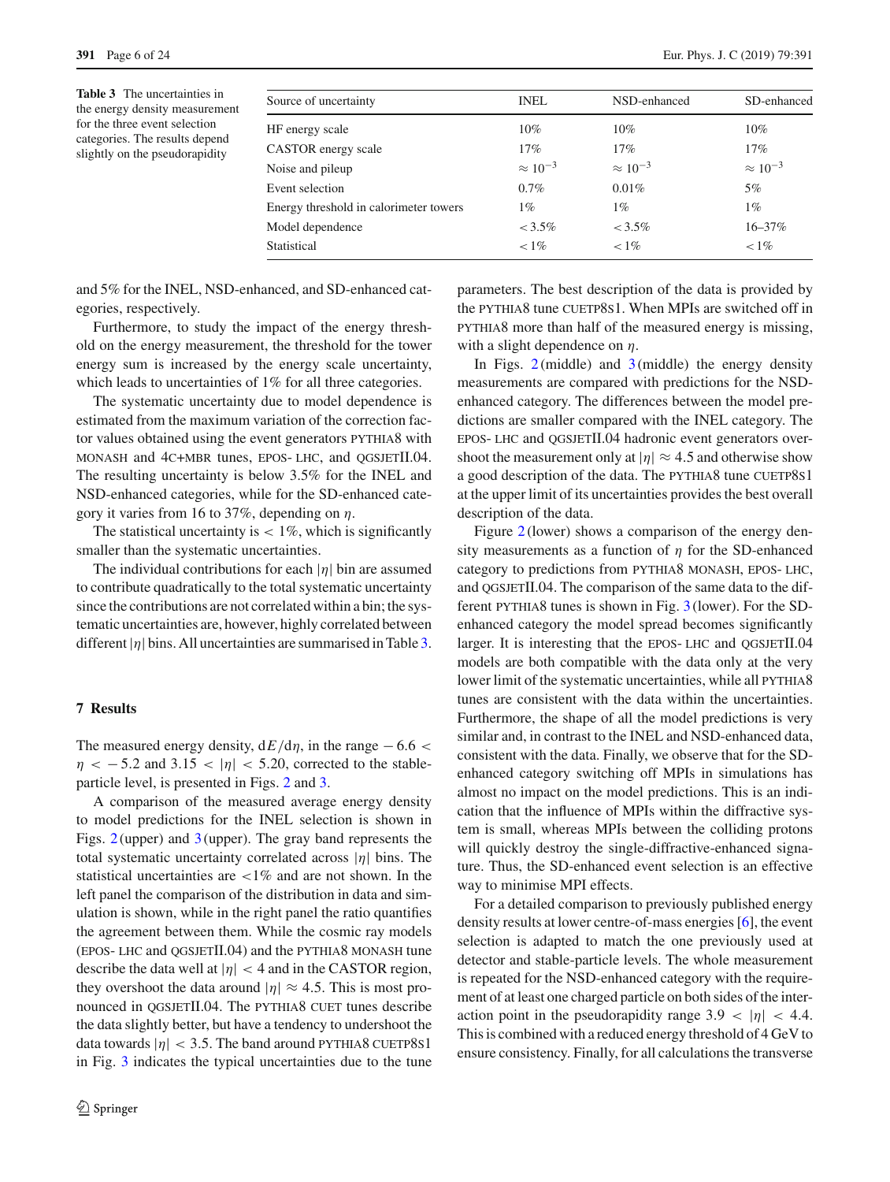**Table 3** The uncertainties in the energy density measurement for the three event selection categories. The results depend slightly on the pseudorapidity

| Source of uncertainty | INEL | NSD-enhanced | SD-enhanced |
|---|---|---|---|
| HF energy scale | 10% | 10% | 10% |
| CASTOR energy scale | 17% | 17% | 17% |
| Noise and pileup | $\approx 10^{-3}$ | $\approx 10^{-3}$ | $\approx 10^{-3}$ |
| Event selection | 0.7% | 0.01% | 5% |
| Energy threshold in calorimeter towers | 1% | 1% | 1% |
| Model dependence | $< 3.5\%$ | $< 3.5\%$ | 16–37% |
| Statistical | $< 1\%$ | $< 1\%$ | $< 1\%$ |

and 5% for the INEL, NSD-enhanced, and SD-enhanced categories, respectively.

Furthermore, to study the impact of the energy threshold on the energy measurement, the threshold for the tower energy sum is increased by the energy scale uncertainty, which leads to uncertainties of 1% for all three categories.

The systematic uncertainty due to model dependence is estimated from the maximum variation of the correction factor values obtained using the event generators PYTHIA8 with MONASH and 4C+MBR tunes, EPOS-LHC, and QGSJETII.04. The resulting uncertainty is below 3.5% for the INEL and NSD-enhanced categories, while for the SD-enhanced category it varies from 16 to 37%, depending on $\eta$.

The statistical uncertainty is $< 1\%$, which is significantly smaller than the systematic uncertainties.

The individual contributions for each $|\eta|$ bin are assumed to contribute quadratically to the total systematic uncertainty since the contributions are not correlated within a bin; the systematic uncertainties are, however, highly correlated between different $|\eta|$ bins. All uncertainties are summarised in Table 3.

## 7 Results

The measured energy density, $\mathrm{d}E/\mathrm{d}\eta$, in the range $-6.6 < \eta < -5.2$ and $3.15 < |\eta| < 5.20$, corrected to the stable-particle level, is presented in Figs. 2 and 3.

A comparison of the measured average energy density to model predictions for the INEL selection is shown in Figs. 2 (upper) and 3 (upper). The gray band represents the total systematic uncertainty correlated across $|\eta|$ bins. The statistical uncertainties are $<1\%$ and are not shown. In the left panel the comparison of the distribution in data and simulation is shown, while in the right panel the ratio quantifies the agreement between them. While the cosmic ray models (EPOS-LHC and QGSJETII.04) and the PYTHIA8 MONASH tune describe the data well at $|\eta| < 4$ and in the CASTOR region, they overshoot the data around $|\eta| \approx 4.5$. This is most pronounced in QGSJETII.04. The PYTHIA8 CUET tunes describe the data slightly better, but have a tendency to undershoot the data towards $|\eta| < 3.5$. The band around PYTHIA8 CUETP8S1 in Fig. 3 indicates the typical uncertainties due to the tune parameters. The best description of the data is provided by the PYTHIA8 tune CUETP8S1. When MPIs are switched off in PYTHIA8 more than half of the measured energy is missing, with a slight dependence on $\eta$.

In Figs. 2 (middle) and 3 (middle) the energy density measurements are compared with predictions for the NSD-enhanced category. The differences between the model predictions are smaller compared with the INEL category. The EPOS-LHC and QGSJETII.04 hadronic event generators overshoot the measurement only at $|\eta| \approx 4.5$ and otherwise show a good description of the data. The PYTHIA8 tune CUETP8S1 at the upper limit of its uncertainties provides the best overall description of the data.

Figure 2 (lower) shows a comparison of the energy density measurements as a function of $\eta$ for the SD-enhanced category to predictions from PYTHIA8 MONASH, EPOS-LHC, and QGSJETII.04. The comparison of the same data to the different PYTHIA8 tunes is shown in Fig. 3 (lower). For the SD-enhanced category the model spread becomes significantly larger. It is interesting that the EPOS-LHC and QGSJETII.04 models are both compatible with the data only at the very lower limit of the systematic uncertainties, while all PYTHIA8 tunes are consistent with the data within the uncertainties. Furthermore, the shape of all the model predictions is very similar and, in contrast to the INEL and NSD-enhanced data, consistent with the data. Finally, we observe that for the SD-enhanced category switching off MPIs in simulations has almost no impact on the model predictions. This is an indication that the influence of MPIs within the diffractive system is small, whereas MPIs between the colliding protons will quickly destroy the single-diffractive-enhanced signature. Thus, the SD-enhanced event selection is an effective way to minimise MPI effects.

For a detailed comparison to previously published energy density results at lower centre-of-mass energies [6], the event selection is adapted to match the one previously used at detector and stable-particle levels. The whole measurement is repeated for the NSD-enhanced category with the requirement of at least one charged particle on both sides of the interaction point in the pseudorapidity range $3.9 < |\eta| < 4.4$. This is combined with a reduced energy threshold of 4 GeV to ensure consistency. Finally, for all calculations the transverse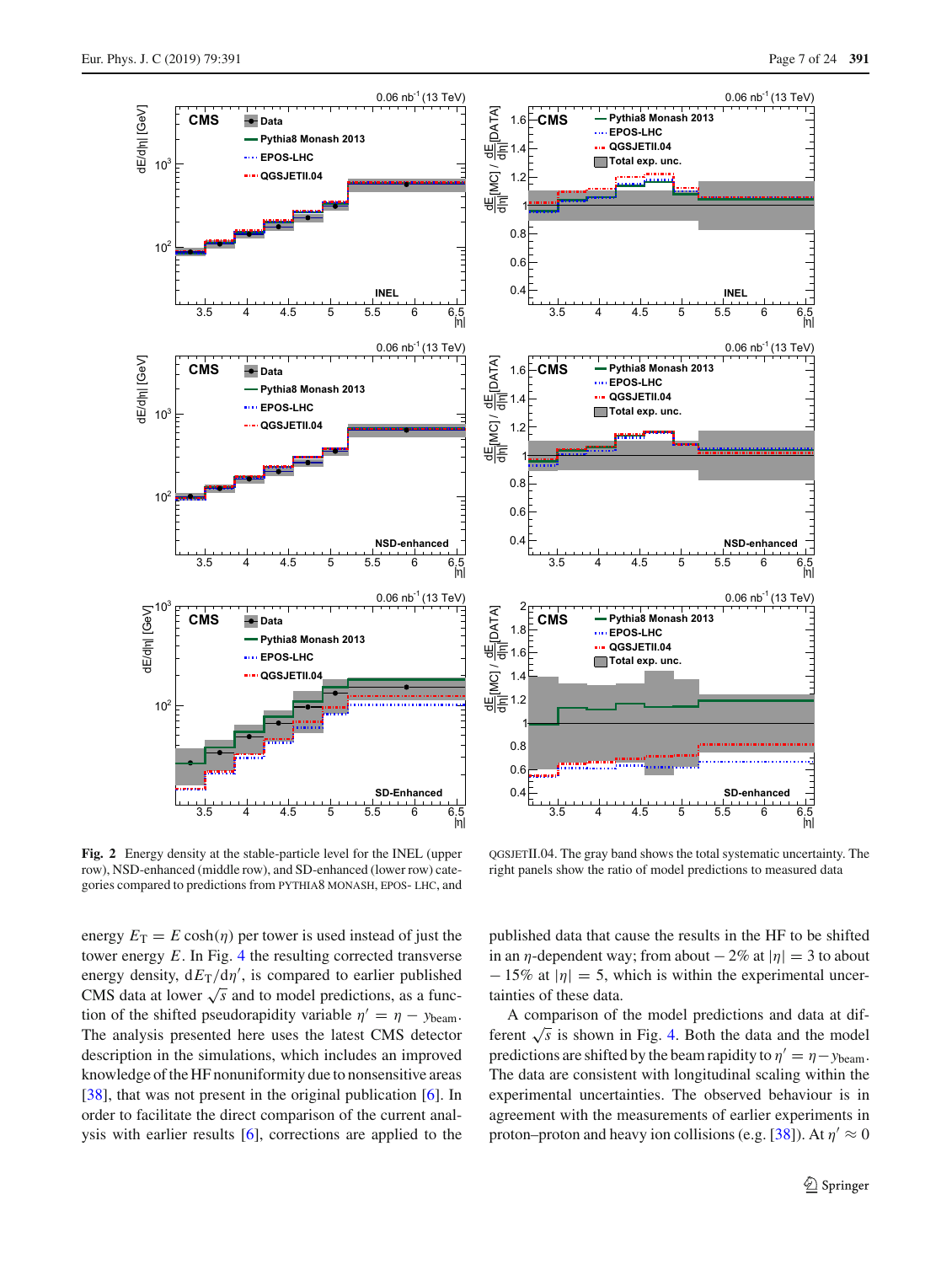**Fig. 2** Energy density at the stable-particle level for the INEL (upper row), NSD-enhanced (middle row), and SD-enhanced (lower row) categories compared to predictions from PYTHIA8 MONASH, EPOS- LHC, and QGSJETII.04. The gray band shows the total systematic uncertainty. The right panels show the ratio of model predictions to measured data

energy $E_{\mathrm{T}} = E \cosh(\eta)$ per tower is used instead of just the tower energy $E$. In Fig. 4 the resulting corrected transverse energy density, $\mathrm{d}E_{\mathrm{T}}/\mathrm{d}\eta'$, is compared to earlier published CMS data at lower $\sqrt{s}$ and to model predictions, as a function of the shifted pseudorapidity variable $\eta' = \eta - y_{\mathrm{beam}}$. The analysis presented here uses the latest CMS detector description in the simulations, which includes an improved knowledge of the HF nonuniformity due to nonsensitive areas [38], that was not present in the original publication [6]. In order to facilitate the direct comparison of the current analysis with earlier results [6], corrections are applied to the published data that cause the results in the HF to be shifted in an $\eta$-dependent way; from about $-2\%$ at $|\eta| = 3$ to about $-15\%$ at $|\eta| = 5$, which is within the experimental uncertainties of these data.

A comparison of the model predictions and data at different $\sqrt{s}$ is shown in Fig. 4. Both the data and the model predictions are shifted by the beam rapidity to $\eta' = \eta - y_{\mathrm{beam}}$. The data are consistent with longitudinal scaling within the experimental uncertainties. The observed behaviour is in agreement with the measurements of earlier experiments in proton–proton and heavy ion collisions (e.g. [38]). At $\eta' \approx 0$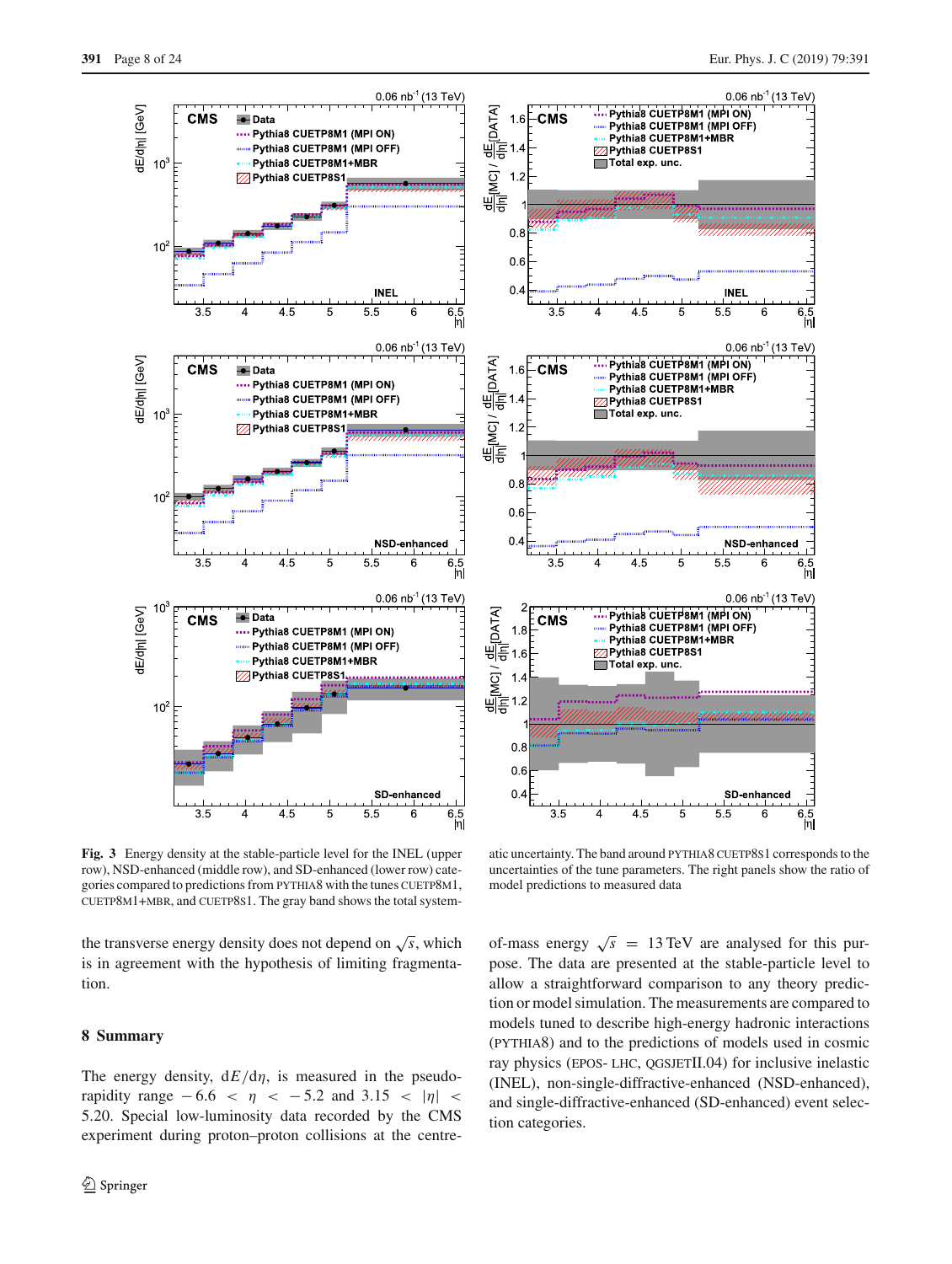**Fig. 3** Energy density at the stable-particle level for the INEL (upper row), NSD-enhanced (middle row), and SD-enhanced (lower row) categories compared to predictions from PYTHIA8 with the tunes CUETP8M1, CUETP8M1+MBR, and CUETP8S1. The gray band shows the total systematic uncertainty. The band around PYTHIA8 CUETP8S1 corresponds to the uncertainties of the tune parameters. The right panels show the ratio of model predictions to measured data

the transverse energy density does not depend on $\sqrt{s}$, which is in agreement with the hypothesis of limiting fragmentation.

## 8 Summary

The energy density, $\mathrm{d}E/\mathrm{d}\eta$, is measured in the pseudorapidity range $-6.6 < \eta < -5.2$ and $3.15 < |\eta| < 5.20$. Special low-luminosity data recorded by the CMS experiment during proton–proton collisions at the centre-of-mass energy $\sqrt{s} = 13\,\mathrm{TeV}$ are analysed for this purpose. The data are presented at the stable-particle level to allow a straightforward comparison to any theory prediction or model simulation. The measurements are compared to models tuned to describe high-energy hadronic interactions (PYTHIA8) and to the predictions of models used in cosmic ray physics (EPOS- LHC, QGSJETII.04) for inclusive inelastic (INEL), non-single-diffractive-enhanced (NSD-enhanced), and single-diffractive-enhanced (SD-enhanced) event selection categories.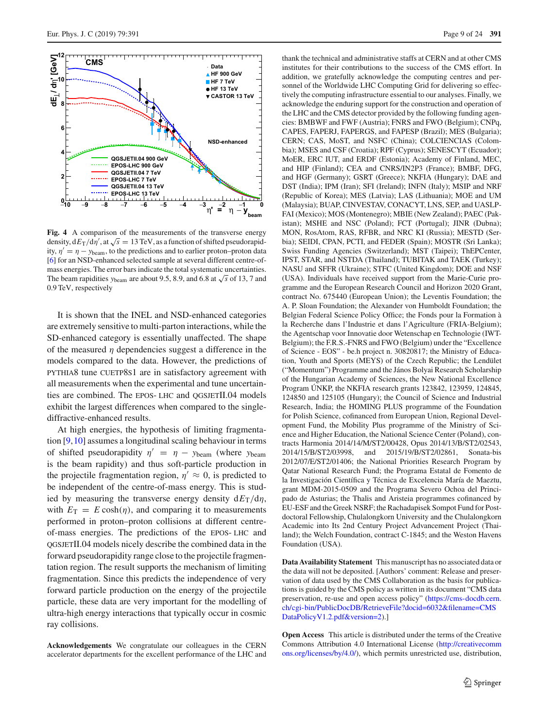CMS

$dE_T / d\eta'$ [GeV]

12

10

8

6

4

2

0

−10 −9 −8 −7 −6 −5 −4 −3 −2 −1 0

$\eta' = \eta - y_{beam}$

Data

HF 900 GeV

HF 7 TeV

HF 13 TeV

CASTOR 13 TeV

NSD-enhanced

QGSJETII.04 900 GeV

EPOS-LHC 900 GeV

QGSJETII.04 7 TeV

EPOS-LHC 7 TeV

QGSJETII.04 13 TeV

EPOS-LHC 13 TeV

**Fig. 4** A comparison of the measurements of the transverse energy density, $dE_T/d\eta'$, at $\sqrt{s} = 13$ TeV, as a function of shifted pseudorapidity, $\eta' = \eta - y_{beam}$, to the predictions and to earlier proton–proton data [6] for an NSD-enhanced selected sample at several different centre-of-mass energies. The error bars indicate the total systematic uncertainties. The beam rapidities $y_{beam}$ are about 9.5, 8.9, and 6.8 at $\sqrt{s}$ of 13, 7 and 0.9 TeV, respectively

It is shown that the INEL and NSD-enhanced categories are extremely sensitive to multi-parton interactions, while the SD-enhanced category is essentially unaffected. The shape of the measured $\eta$ dependencies suggest a difference in the models compared to the data. However, the predictions of PYTHIA8 tune CUETP8S1 are in satisfactory agreement with all measurements when the experimental and tune uncertainties are combined. The EPOS-LHC and QGSJETII.04 models exhibit the largest differences when compared to the single-diffractive-enhanced results.

At high energies, the hypothesis of limiting fragmentation [9,10] assumes a longitudinal scaling behaviour in terms of shifted pseudorapidity $\eta' = \eta - y_{beam}$ (where $y_{beam}$ is the beam rapidity) and thus soft-particle production in the projectile fragmentation region, $\eta' \approx 0$, is predicted to be independent of the centre-of-mass energy. This is studied by measuring the transverse energy density $dE_T/d\eta$, with $E_T = E\cosh(\eta)$, and comparing it to measurements performed in proton–proton collisions at different centre-of-mass energies. The predictions of the EPOS-LHC and QGSJETII.04 models nicely describe the combined data in the forward pseudorapidity range close to the projectile fragmentation region. The result supports the mechanism of limiting fragmentation. Since this predicts the independence of very forward particle production on the energy of the projectile particle, these data are very important for the modelling of ultra-high energy interactions that typically occur in cosmic ray collisions.

**Acknowledgements** We congratulate our colleagues in the CERN accelerator departments for the excellent performance of the LHC and thank the technical and administrative staffs at CERN and at other CMS institutes for their contributions to the success of the CMS effort. In addition, we gratefully acknowledge the computing centres and personnel of the Worldwide LHC Computing Grid for delivering so effectively the computing infrastructure essential to our analyses. Finally, we acknowledge the enduring support for the construction and operation of the LHC and the CMS detector provided by the following funding agencies: BMBWF and FWF (Austria); FNRS and FWO (Belgium); CNPq, CAPES, FAPERJ, FAPERGS, and FAPESP (Brazil); MES (Bulgaria); CERN; CAS, MoST, and NSFC (China); COLCIENCIAS (Colombia); MSES and CSF (Croatia); RPF (Cyprus); SENESCYT (Ecuador); MoER, ERC IUT, and ERDF (Estonia); Academy of Finland, MEC, and HIP (Finland); CEA and CNRS/IN2P3 (France); BMBF, DFG, and HGF (Germany); GSRT (Greece); NKFIA (Hungary); DAE and DST (India); IPM (Iran); SFI (Ireland); INFN (Italy); MSIP and NRF (Republic of Korea); MES (Latvia); LAS (Lithuania); MOE and UM (Malaysia); BUAP, CINVESTAV, CONACYT, LNS, SEP, and UASLP-FAI (Mexico); MOS (Montenegro); MBIE (New Zealand); PAEC (Pakistan); MSHE and NSC (Poland); FCT (Portugal); JINR (Dubna); MON, RosAtom, RAS, RFBR, and NRC KI (Russia); MESTD (Serbia); SEIDI, CPAN, PCTI, and FEDER (Spain); MOSTR (Sri Lanka); Swiss Funding Agencies (Switzerland); MST (Taipei); ThEPCenter, IPST, STAR, and NSTDA (Thailand); TUBITAK and TAEK (Turkey); NASU and SFFR (Ukraine); STFC (United Kingdom); DOE and NSF (USA). Individuals have received support from the Marie-Curie programme and the European Research Council and Horizon 2020 Grant, contract No. 675440 (European Union); the Leventis Foundation; the A. P. Sloan Foundation; the Alexander von Humboldt Foundation; the Belgian Federal Science Policy Office; the Fonds pour la Formation à la Recherche dans l'Industrie et dans l'Agriculture (FRIA-Belgium); the Agentschap voor Innovatie door Wetenschap en Technologie (IWT-Belgium); the F.R.S.-FNRS and FWO (Belgium) under the "Excellence of Science - EOS" - be.h project n. 30820817; the Ministry of Education, Youth and Sports (MEYS) of the Czech Republic; the Lendület ("Momentum") Programme and the János Bolyai Research Scholarship of the Hungarian Academy of Sciences, the New National Excellence Program ÚNKP, the NKFIA research grants 123842, 123959, 124845, 124850 and 125105 (Hungary); the Council of Science and Industrial Research, India; the HOMING PLUS programme of the Foundation for Polish Science, cofinanced from European Union, Regional Development Fund, the Mobility Plus programme of the Ministry of Science and Higher Education, the National Science Center (Poland), contracts Harmonia 2014/14/M/ST2/00428, Opus 2014/13/B/ST2/02543, 2014/15/B/ST2/03998, and 2015/19/B/ST2/02861, Sonata-bis 2012/07/E/ST2/01406; the National Priorities Research Program by Qatar National Research Fund; the Programa Estatal de Fomento de la Investigación Científica y Técnica de Excelencia María de Maeztu, grant MDM-2015-0509 and the Programa Severo Ochoa del Principado de Asturias; the Thalis and Aristeia programmes cofinanced by EU-ESF and the Greek NSRF; the Rachadapisek Sompot Fund for Postdoctoral Fellowship, Chulalongkorn University and the Chulalongkorn Academic into Its 2nd Century Project Advancement Project (Thailand); the Welch Foundation, contract C-1845; and the Weston Havens Foundation (USA).

**Data Availability Statement** This manuscript has no associated data or the data will not be deposited. [Authors' comment: Release and preservation of data used by the CMS Collaboration as the basis for publications is guided by the CMS policy as written in its document "CMS data preservation, re-use and open access policy" (https://cms-docdb.cern.ch/cgi-bin/PublicDocDB/RetrieveFile?docid=6032&filename=CMSDataPolicyV1.2.pdf&version=2).]

**Open Access** This article is distributed under the terms of the Creative Commons Attribution 4.0 International License (http://creativecommons.org/licenses/by/4.0/), which permits unrestricted use, distribution,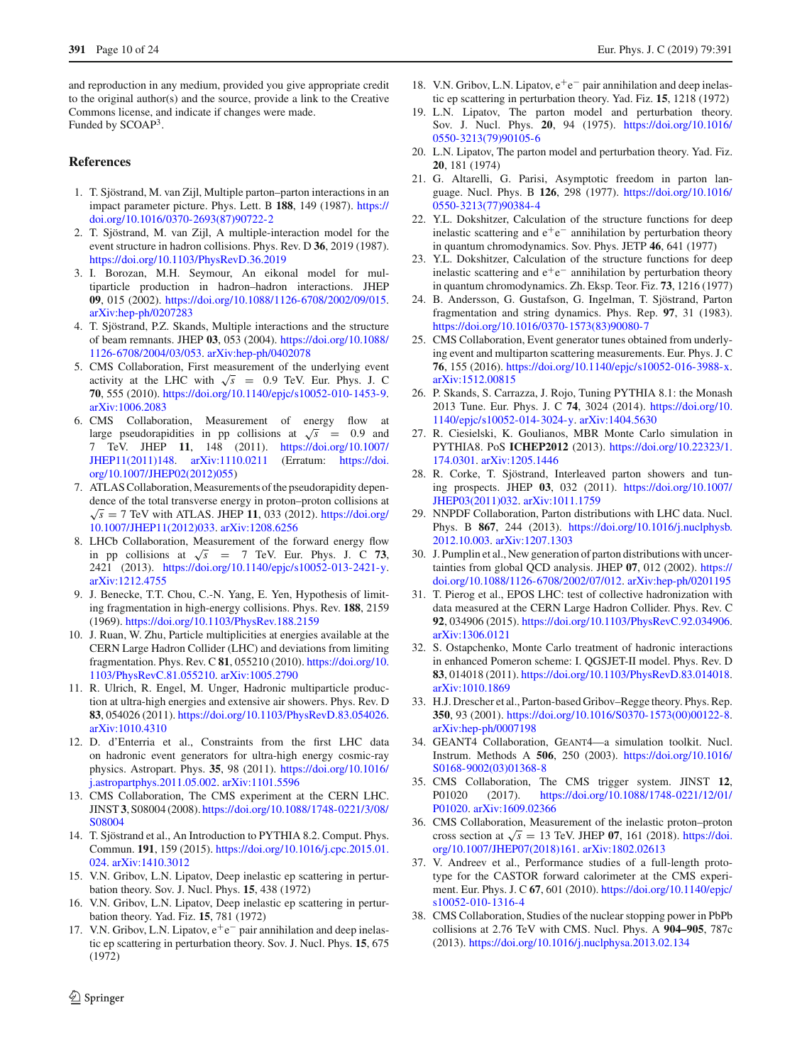and reproduction in any medium, provided you give appropriate credit to the original author(s) and the source, provide a link to the Creative Commons license, and indicate if changes were made.
Funded by SCOAP[3].

## References

1. T. Sjöstrand, M. van Zijl, Multiple parton–parton interactions in an impact parameter picture. Phys. Lett. B **188**, 149 (1987). https://doi.org/10.1016/0370-2693(87)90722-2
2. T. Sjöstrand, M. van Zijl, A multiple-interaction model for the event structure in hadron collisions. Phys. Rev. D **36**, 2019 (1987). https://doi.org/10.1103/PhysRevD.36.2019
3. I. Borozan, M.H. Seymour, An eikonal model for multiparticle production in hadron–hadron interactions. JHEP **09**, 015 (2002). https://doi.org/10.1088/1126-6708/2002/09/015. arXiv:hep-ph/0207283
4. T. Sjöstrand, P.Z. Skands, Multiple interactions and the structure of beam remnants. JHEP **03**, 053 (2004). https://doi.org/10.1088/1126-6708/2004/03/053. arXiv:hep-ph/0402078
5. CMS Collaboration, First measurement of the underlying event activity at the LHC with $\sqrt{s} = 0.9$ TeV. Eur. Phys. J. C **70**, 555 (2010). https://doi.org/10.1140/epjc/s10052-010-1453-9. arXiv:1006.2083
6. CMS Collaboration, Measurement of energy flow at large pseudorapidities in pp collisions at $\sqrt{s} = 0.9$ and 7 TeV. JHEP **11**, 148 (2011). https://doi.org/10.1007/JHEP11(2011)148. arXiv:1110.0211 (Erratum: https://doi.org/10.1007/JHEP02(2012)055)
7. ATLAS Collaboration, Measurements of the pseudorapidity dependence of the total transverse energy in proton–proton collisions at $\sqrt{s} = 7$ TeV with ATLAS. JHEP **11**, 033 (2012). https://doi.org/10.1007/JHEP11(2012)033. arXiv:1208.6256
8. LHCb Collaboration, Measurement of the forward energy flow in pp collisions at $\sqrt{s} = 7$ TeV. Eur. Phys. J. C **73**, 2421 (2013). https://doi.org/10.1140/epjc/s10052-013-2421-y. arXiv:1212.4755
9. J. Benecke, T.T. Chou, C.-N. Yang, E. Yen, Hypothesis of limiting fragmentation in high-energy collisions. Phys. Rev. **188**, 2159 (1969). https://doi.org/10.1103/PhysRev.188.2159
10. J. Ruan, W. Zhu, Particle multiplicities at energies available at the CERN Large Hadron Collider (LHC) and deviations from limiting fragmentation. Phys. Rev. C **81**, 055210 (2010). https://doi.org/10.1103/PhysRevC.81.055210. arXiv:1005.2790
11. R. Ulrich, R. Engel, M. Unger, Hadronic multiparticle production at ultra-high energies and extensive air showers. Phys. Rev. D **83**, 054026 (2011). https://doi.org/10.1103/PhysRevD.83.054026. arXiv:1010.4310
12. D. d'Enterria et al., Constraints from the first LHC data on hadronic event generators for ultra-high energy cosmic-ray physics. Astropart. Phys. **35**, 98 (2011). https://doi.org/10.1016/j.astropartphys.2011.05.002. arXiv:1101.5596
13. CMS Collaboration, The CMS experiment at the CERN LHC. JINST **3**, S08004 (2008). https://doi.org/10.1088/1748-0221/3/08/S08004
14. T. Sjöstrand et al., An Introduction to PYTHIA 8.2. Comput. Phys. Commun. **191**, 159 (2015). https://doi.org/10.1016/j.cpc.2015.01.024. arXiv:1410.3012
15. V.N. Gribov, L.N. Lipatov, Deep inelastic ep scattering in perturbation theory. Sov. J. Nucl. Phys. **15**, 438 (1972)
16. V.N. Gribov, L.N. Lipatov, Deep inelastic ep scattering in perturbation theory. Yad. Fiz. **15**, 781 (1972)
17. V.N. Gribov, L.N. Lipatov, $e^+e^-$ pair annihilation and deep inelastic ep scattering in perturbation theory. Sov. J. Nucl. Phys. **15**, 675 (1972)
18. V.N. Gribov, L.N. Lipatov, $e^+e^-$ pair annihilation and deep inelastic ep scattering in perturbation theory. Yad. Fiz. **15**, 1218 (1972)
19. L.N. Lipatov, The parton model and perturbation theory. Sov. J. Nucl. Phys. **20**, 94 (1975). https://doi.org/10.1016/0550-3213(79)90105-6
20. L.N. Lipatov, The parton model and perturbation theory. Yad. Fiz. **20**, 181 (1974)
21. G. Altarelli, G. Parisi, Asymptotic freedom in parton language. Nucl. Phys. B **126**, 298 (1977). https://doi.org/10.1016/0550-3213(77)90384-4
22. Y.L. Dokshitzer, Calculation of the structure functions for deep inelastic scattering and $e^+e^-$ annihilation by perturbation theory in quantum chromodynamics. Sov. Phys. JETP **46**, 641 (1977)
23. Y.L. Dokshitzer, Calculation of the structure functions for deep inelastic scattering and $e^+e^-$ annihilation by perturbation theory in quantum chromodynamics. Zh. Eksp. Teor. Fiz. **73**, 1216 (1977)
24. B. Andersson, G. Gustafson, G. Ingelman, T. Sjöstrand, Parton fragmentation and string dynamics. Phys. Rep. **97**, 31 (1983). https://doi.org/10.1016/0370-1573(83)90080-7
25. CMS Collaboration, Event generator tunes obtained from underlying event and multiparton scattering measurements. Eur. Phys. J. C **76**, 155 (2016). https://doi.org/10.1140/epjc/s10052-016-3988-x. arXiv:1512.00815
26. P. Skands, S. Carrazza, J. Rojo, Tuning PYTHIA 8.1: the Monash 2013 Tune. Eur. Phys. J. C **74**, 3024 (2014). https://doi.org/10.1140/epjc/s10052-014-3024-y. arXiv:1404.5630
27. R. Ciesielski, K. Goulianos, MBR Monte Carlo simulation in PYTHIA8. PoS **ICHEP2012** (2013). https://doi.org/10.22323/1.174.0301. arXiv:1205.1446
28. R. Corke, T. Sjöstrand, Interleaved parton showers and tuning prospects. JHEP **03**, 032 (2011). https://doi.org/10.1007/JHEP03(2011)032. arXiv:1011.1759
29. NNPDF Collaboration, Parton distributions with LHC data. Nucl. Phys. B **867**, 244 (2013). https://doi.org/10.1016/j.nuclphysb.2012.10.003. arXiv:1207.1303
30. J. Pumplin et al., New generation of parton distributions with uncertainties from global QCD analysis. JHEP **07**, 012 (2002). https://doi.org/10.1088/1126-6708/2002/07/012. arXiv:hep-ph/0201195
31. T. Pierog et al., EPOS LHC: test of collective hadronization with data measured at the CERN Large Hadron Collider. Phys. Rev. C **92**, 034906 (2015). https://doi.org/10.1103/PhysRevC.92.034906. arXiv:1306.0121
32. S. Ostapchenko, Monte Carlo treatment of hadronic interactions in enhanced Pomeron scheme: I. QGSJET-II model. Phys. Rev. D **83**, 014018 (2011). https://doi.org/10.1103/PhysRevD.83.014018. arXiv:1010.1869
33. H.J. Drescher et al., Parton-based Gribov–Regge theory. Phys. Rep. **350**, 93 (2001). https://doi.org/10.1016/S0370-1573(00)00122-8. arXiv:hep-ph/0007198
34. GEANT4 Collaboration, GEANT4—a simulation toolkit. Nucl. Instrum. Methods A **506**, 250 (2003). https://doi.org/10.1016/S0168-9002(03)01368-8
35. CMS Collaboration, The CMS trigger system. JINST **12**, P01020 (2017). https://doi.org/10.1088/1748-0221/12/01/P01020. arXiv:1609.02366
36. CMS Collaboration, Measurement of the inelastic proton–proton cross section at $\sqrt{s} = 13$ TeV. JHEP **07**, 161 (2018). https://doi.org/10.1007/JHEP07(2018)161. arXiv:1802.02613
37. V. Andreev et al., Performance studies of a full-length prototype for the CASTOR forward calorimeter at the CMS experiment. Eur. Phys. J. C **67**, 601 (2010). https://doi.org/10.1140/epjc/s10052-010-1316-4
38. CMS Collaboration, Studies of the nuclear stopping power in PbPb collisions at 2.76 TeV with CMS. Nucl. Phys. A **904–905**, 787c (2013). https://doi.org/10.1016/j.nuclphysa.2013.02.134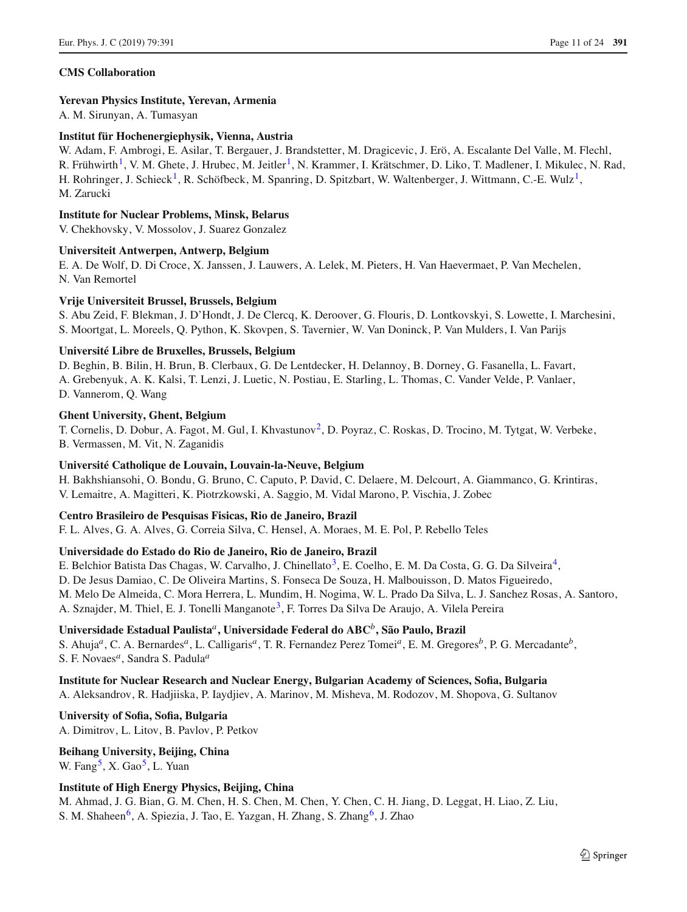### CMS Collaboration

**Yerevan Physics Institute, Yerevan, Armenia**

A. M. Sirunyan, A. Tumasyan

**Institut für Hochenergiephysik, Vienna, Austria**

W. Adam, F. Ambrogi, E. Asilar, T. Bergauer, J. Brandstetter, M. Dragicevic, J. Erö, A. Escalante Del Valle, M. Flechl, R. Frühwirth[1], V. M. Ghete, J. Hrubec, M. Jeitler[1], N. Krammer, I. Krätschmer, D. Liko, T. Madlener, I. Mikulec, N. Rad, H. Rohringer, J. Schieck[1], R. Schöfbeck, M. Spanring, D. Spitzbart, W. Waltenberger, J. Wittmann, C.-E. Wulz[1], M. Zarucki

**Institute for Nuclear Problems, Minsk, Belarus**

V. Chekhovsky, V. Mossolov, J. Suarez Gonzalez

**Universiteit Antwerpen, Antwerp, Belgium**

E. A. De Wolf, D. Di Croce, X. Janssen, J. Lauwers, A. Lelek, M. Pieters, H. Van Haevermaet, P. Van Mechelen, N. Van Remortel

**Vrije Universiteit Brussel, Brussels, Belgium**

S. Abu Zeid, F. Blekman, J. D'Hondt, J. De Clercq, K. Deroover, G. Flouris, D. Lontkovskyi, S. Lowette, I. Marchesini, S. Moortgat, L. Moreels, Q. Python, K. Skovpen, S. Tavernier, W. Van Doninck, P. Van Mulders, I. Van Parijs

**Université Libre de Bruxelles, Brussels, Belgium**

D. Beghin, B. Bilin, H. Brun, B. Clerbaux, G. De Lentdecker, H. Delannoy, B. Dorney, G. Fasanella, L. Favart, A. Grebenyuk, A. K. Kalsi, T. Lenzi, J. Luetic, N. Postiau, E. Starling, L. Thomas, C. Vander Velde, P. Vanlaer, D. Vannerom, Q. Wang

**Ghent University, Ghent, Belgium**

T. Cornelis, D. Dobur, A. Fagot, M. Gul, I. Khvastunov[2], D. Poyraz, C. Roskas, D. Trocino, M. Tytgat, W. Verbeke, B. Vermassen, M. Vit, N. Zaganidis

**Université Catholique de Louvain, Louvain-la-Neuve, Belgium**

H. Bakhshiansohi, O. Bondu, G. Bruno, C. Caputo, P. David, C. Delaere, M. Delcourt, A. Giammanco, G. Krintiras, V. Lemaitre, A. Magitteri, K. Piotrzkowski, A. Saggio, M. Vidal Marono, P. Vischia, J. Zobec

**Centro Brasileiro de Pesquisas Fisicas, Rio de Janeiro, Brazil**

F. L. Alves, G. A. Alves, G. Correia Silva, C. Hensel, A. Moraes, M. E. Pol, P. Rebello Teles

**Universidade do Estado do Rio de Janeiro, Rio de Janeiro, Brazil**

E. Belchior Batista Das Chagas, W. Carvalho, J. Chinellato[3], E. Coelho, E. M. Da Costa, G. G. Da Silveira[4], D. De Jesus Damiao, C. De Oliveira Martins, S. Fonseca De Souza, H. Malbouisson, D. Matos Figueiredo, M. Melo De Almeida, C. Mora Herrera, L. Mundim, H. Nogima, W. L. Prado Da Silva, L. J. Sanchez Rosas, A. Santoro, A. Sznajder, M. Thiel, E. J. Tonelli Manganote[3], F. Torres Da Silva De Araujo, A. Vilela Pereira

**Universidade Estadual Paulista[a], Universidade Federal do ABC[b], São Paulo, Brazil**

S. Ahuja[a], C. A. Bernardes[a], L. Calligaris[a], T. R. Fernandez Perez Tomei[a], E. M. Gregores[b], P. G. Mercadante[b], S. F. Novaes[a], Sandra S. Padula[a]

**Institute for Nuclear Research and Nuclear Energy, Bulgarian Academy of Sciences, Sofia, Bulgaria**

A. Aleksandrov, R. Hadjiiska, P. Iaydjiev, A. Marinov, M. Misheva, M. Rodozov, M. Shopova, G. Sultanov

**University of Sofia, Sofia, Bulgaria**

A. Dimitrov, L. Litov, B. Pavlov, P. Petkov

**Beihang University, Beijing, China**

W. Fang[5], X. Gao[5], L. Yuan

**Institute of High Energy Physics, Beijing, China**

M. Ahmad, J. G. Bian, G. M. Chen, H. S. Chen, M. Chen, Y. Chen, C. H. Jiang, D. Leggat, H. Liao, Z. Liu, S. M. Shaheen[6], A. Spiezia, J. Tao, E. Yazgan, H. Zhang, S. Zhang[6], J. Zhao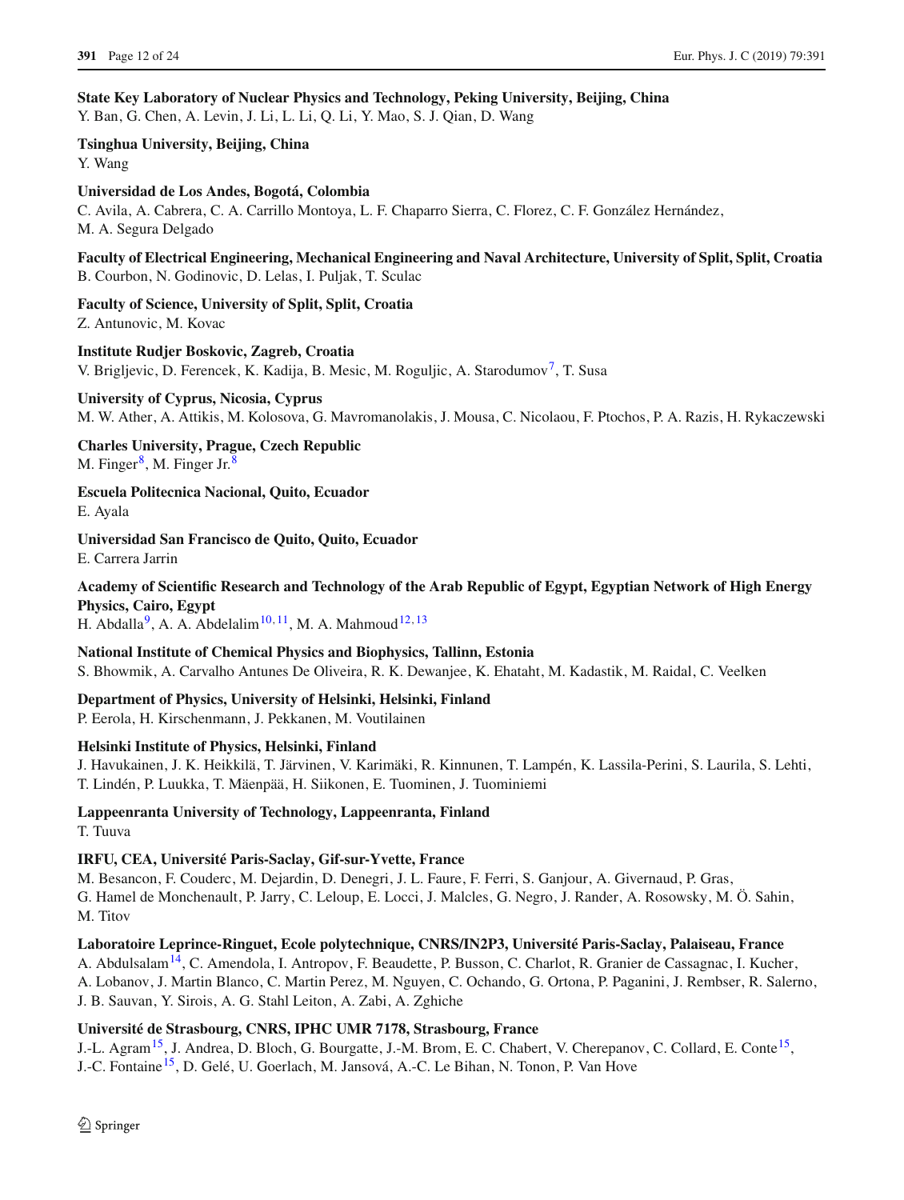**State Key Laboratory of Nuclear Physics and Technology, Peking University, Beijing, China**
Y. Ban, G. Chen, A. Levin, J. Li, L. Li, Q. Li, Y. Mao, S. J. Qian, D. Wang

**Tsinghua University, Beijing, China**
Y. Wang

**Universidad de Los Andes, Bogotá, Colombia**
C. Avila, A. Cabrera, C. A. Carrillo Montoya, L. F. Chaparro Sierra, C. Florez, C. F. González Hernández, M. A. Segura Delgado

**Faculty of Electrical Engineering, Mechanical Engineering and Naval Architecture, University of Split, Split, Croatia**
B. Courbon, N. Godinovic, D. Lelas, I. Puljak, T. Sculac

**Faculty of Science, University of Split, Split, Croatia**
Z. Antunovic, M. Kovac

**Institute Rudjer Boskovic, Zagreb, Croatia**
V. Brigljevic, D. Ferencek, K. Kadija, B. Mesic, M. Roguljic, A. Starodumov[7], T. Susa

**University of Cyprus, Nicosia, Cyprus**
M. W. Ather, A. Attikis, M. Kolosova, G. Mavromanolakis, J. Mousa, C. Nicolaou, F. Ptochos, P. A. Razis, H. Rykaczewski

**Charles University, Prague, Czech Republic**
M. Finger[8], M. Finger Jr.[8]

**Escuela Politecnica Nacional, Quito, Ecuador**
E. Ayala

**Universidad San Francisco de Quito, Quito, Ecuador**
E. Carrera Jarrin

**Academy of Scientific Research and Technology of the Arab Republic of Egypt, Egyptian Network of High Energy Physics, Cairo, Egypt**
H. Abdalla[9], A. A. Abdelalim[10,11], M. A. Mahmoud[12,13]

**National Institute of Chemical Physics and Biophysics, Tallinn, Estonia**
S. Bhowmik, A. Carvalho Antunes De Oliveira, R. K. Dewanjee, K. Ehataht, M. Kadastik, M. Raidal, C. Veelken

**Department of Physics, University of Helsinki, Helsinki, Finland**
P. Eerola, H. Kirschenmann, J. Pekkanen, M. Voutilainen

**Helsinki Institute of Physics, Helsinki, Finland**
J. Havukainen, J. K. Heikkilä, T. Järvinen, V. Karimäki, R. Kinnunen, T. Lampén, K. Lassila-Perini, S. Laurila, S. Lehti, T. Lindén, P. Luukka, T. Mäenpää, H. Siikonen, E. Tuominen, J. Tuominiemi

**Lappeenranta University of Technology, Lappeenranta, Finland**
T. Tuuva

**IRFU, CEA, Université Paris-Saclay, Gif-sur-Yvette, France**
M. Besancon, F. Couderc, M. Dejardin, D. Denegri, J. L. Faure, F. Ferri, S. Ganjour, A. Givernaud, P. Gras, G. Hamel de Monchenault, P. Jarry, C. Leloup, E. Locci, J. Malcles, G. Negro, J. Rander, A. Rosowsky, M. Ö. Sahin, M. Titov

**Laboratoire Leprince-Ringuet, Ecole polytechnique, CNRS/IN2P3, Université Paris-Saclay, Palaiseau, France**
A. Abdulsalam[14], C. Amendola, I. Antropov, F. Beaudette, P. Busson, C. Charlot, R. Granier de Cassagnac, I. Kucher, A. Lobanov, J. Martin Blanco, C. Martin Perez, M. Nguyen, C. Ochando, G. Ortona, P. Paganini, J. Rembser, R. Salerno, J. B. Sauvan, Y. Sirois, A. G. Stahl Leiton, A. Zabi, A. Zghiche

**Université de Strasbourg, CNRS, IPHC UMR 7178, Strasbourg, France**
J.-L. Agram[15], J. Andrea, D. Bloch, G. Bourgatte, J.-M. Brom, E. C. Chabert, V. Cherepanov, C. Collard, E. Conte[15], J.-C. Fontaine[15], D. Gelé, U. Goerlach, M. Jansová, A.-C. Le Bihan, N. Tonon, P. Van Hove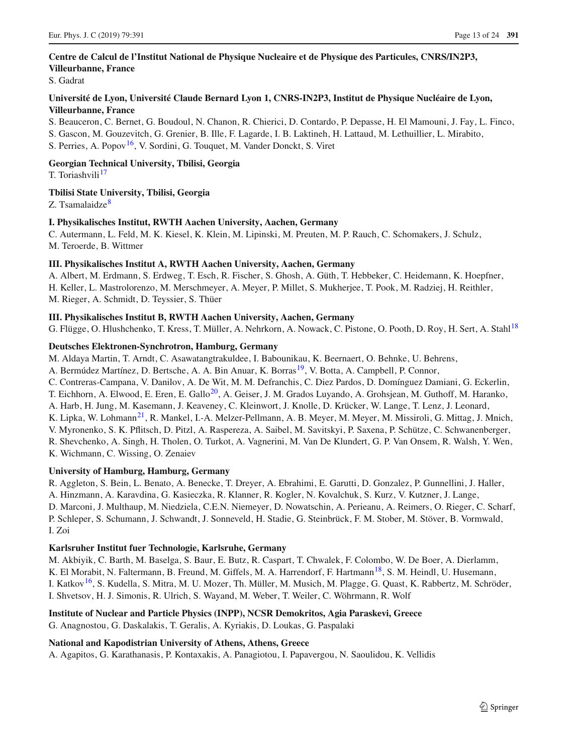**Centre de Calcul de l'Institut National de Physique Nucleaire et de Physique des Particules, CNRS/IN2P3, Villeurbanne, France**

S. Gadrat

**Université de Lyon, Université Claude Bernard Lyon 1, CNRS-IN2P3, Institut de Physique Nucléaire de Lyon, Villeurbanne, France**

S. Beauceron, C. Bernet, G. Boudoul, N. Chanon, R. Chierici, D. Contardo, P. Depasse, H. El Mamouni, J. Fay, L. Finco, S. Gascon, M. Gouzevitch, G. Grenier, B. Ille, F. Lagarde, I. B. Laktineh, H. Lattaud, M. Lethuillier, L. Mirabito, S. Perries, A. Popov[16], V. Sordini, G. Touquet, M. Vander Donckt, S. Viret

**Georgian Technical University, Tbilisi, Georgia**

T. Toriashvili[17]

**Tbilisi State University, Tbilisi, Georgia**

Z. Tsamalaidze[8]

**I. Physikalisches Institut, RWTH Aachen University, Aachen, Germany**

C. Autermann, L. Feld, M. K. Kiesel, K. Klein, M. Lipinski, M. Preuten, M. P. Rauch, C. Schomakers, J. Schulz, M. Teroerde, B. Wittmer

**III. Physikalisches Institut A, RWTH Aachen University, Aachen, Germany**

A. Albert, M. Erdmann, S. Erdweg, T. Esch, R. Fischer, S. Ghosh, A. Güth, T. Hebbeker, C. Heidemann, K. Hoepfner, H. Keller, L. Mastrolorenzo, M. Merschmeyer, A. Meyer, P. Millet, S. Mukherjee, T. Pook, M. Radziej, H. Reithler, M. Rieger, A. Schmidt, D. Teyssier, S. Thüer

**III. Physikalisches Institut B, RWTH Aachen University, Aachen, Germany**

G. Flügge, O. Hlushchenko, T. Kress, T. Müller, A. Nehrkorn, A. Nowack, C. Pistone, O. Pooth, D. Roy, H. Sert, A. Stahl[18]

**Deutsches Elektronen-Synchrotron, Hamburg, Germany**

M. Aldaya Martin, T. Arndt, C. Asawatangtrakuldee, I. Babounikau, K. Beernaert, O. Behnke, U. Behrens, A. Bermúdez Martínez, D. Bertsche, A. A. Bin Anuar, K. Borras[19], V. Botta, A. Campbell, P. Connor, C. Contreras-Campana, V. Danilov, A. De Wit, M. M. Defranchis, C. Diez Pardos, D. Domínguez Damiani, G. Eckerlin, T. Eichhorn, A. Elwood, E. Eren, E. Gallo[20], A. Geiser, J. M. Grados Luyando, A. Grohsjean, M. Guthoff, M. Haranko, A. Harb, H. Jung, M. Kasemann, J. Keaveney, C. Kleinwort, J. Knolle, D. Krücker, W. Lange, T. Lenz, J. Leonard, K. Lipka, W. Lohmann[21], R. Mankel, I.-A. Melzer-Pellmann, A. B. Meyer, M. Meyer, M. Missiroli, G. Mittag, J. Mnich, V. Myronenko, S. K. Pflitsch, D. Pitzl, A. Raspereza, A. Saibel, M. Savitskyi, P. Saxena, P. Schütze, C. Schwanenberger, R. Shevchenko, A. Singh, H. Tholen, O. Turkot, A. Vagnerini, M. Van De Klundert, G. P. Van Onsem, R. Walsh, Y. Wen, K. Wichmann, C. Wissing, O. Zenaiev

**University of Hamburg, Hamburg, Germany**

R. Aggleton, S. Bein, L. Benato, A. Benecke, T. Dreyer, A. Ebrahimi, E. Garutti, D. Gonzalez, P. Gunnellini, J. Haller, A. Hinzmann, A. Karavdina, G. Kasieczka, R. Klanner, R. Kogler, N. Kovalchuk, S. Kurz, V. Kutzner, J. Lange, D. Marconi, J. Multhaup, M. Niedziela, C.E.N. Niemeyer, D. Nowatschin, A. Perieanu, A. Reimers, O. Rieger, C. Scharf, P. Schleper, S. Schumann, J. Schwandt, J. Sonneveld, H. Stadie, G. Steinbrück, F. M. Stober, M. Stöver, B. Vormwald, I. Zoi

**Karlsruher Institut fuer Technologie, Karlsruhe, Germany**

M. Akbiyik, C. Barth, M. Baselga, S. Baur, E. Butz, R. Caspart, T. Chwalek, F. Colombo, W. De Boer, A. Dierlamm, K. El Morabit, N. Faltermann, B. Freund, M. Giffels, M. A. Harrendorf, F. Hartmann[18], S. M. Heindl, U. Husemann, I. Katkov[16], S. Kudella, S. Mitra, M. U. Mozer, Th. Müller, M. Musich, M. Plagge, G. Quast, K. Rabbertz, M. Schröder, I. Shvetsov, H. J. Simonis, R. Ulrich, S. Wayand, M. Weber, T. Weiler, C. Wöhrmann, R. Wolf

**Institute of Nuclear and Particle Physics (INPP), NCSR Demokritos, Agia Paraskevi, Greece**

G. Anagnostou, G. Daskalakis, T. Geralis, A. Kyriakis, D. Loukas, G. Paspalaki

**National and Kapodistrian University of Athens, Athens, Greece**

A. Agapitos, G. Karathanasis, P. Kontaxakis, A. Panagiotou, I. Papavergou, N. Saoulidou, K. Vellidis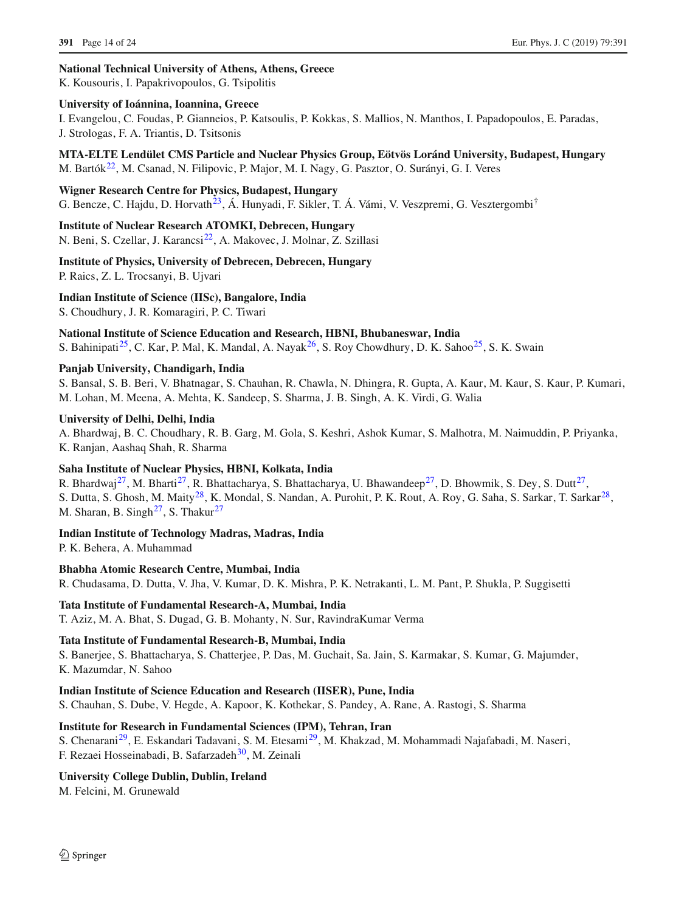**National Technical University of Athens, Athens, Greece**
K. Kousouris, I. Papakrivopoulos, G. Tsipolitis

**University of Ioánnina, Ioannina, Greece**
I. Evangelou, C. Foudas, P. Gianneios, P. Katsoulis, P. Kokkas, S. Mallios, N. Manthos, I. Papadopoulos, E. Paradas, J. Strologas, F. A. Triantis, D. Tsitsonis

**MTA-ELTE Lendület CMS Particle and Nuclear Physics Group, Eötvös Loránd University, Budapest, Hungary**
M. Bartók[22], M. Csanad, N. Filipovic, P. Major, M. I. Nagy, G. Pasztor, O. Surányi, G. I. Veres

**Wigner Research Centre for Physics, Budapest, Hungary**
G. Bencze, C. Hajdu, D. Horvath[23], Á. Hunyadi, F. Sikler, T. Á. Vámi, V. Veszpremi, G. Vesztergombi[†]

**Institute of Nuclear Research ATOMKI, Debrecen, Hungary**
N. Beni, S. Czellar, J. Karancsi[22], A. Makovec, J. Molnar, Z. Szillasi

**Institute of Physics, University of Debrecen, Debrecen, Hungary**
P. Raics, Z. L. Trocsanyi, B. Ujvari

**Indian Institute of Science (IISc), Bangalore, India**
S. Choudhury, J. R. Komaragiri, P. C. Tiwari

**National Institute of Science Education and Research, HBNI, Bhubaneswar, India**
S. Bahinipati[25], C. Kar, P. Mal, K. Mandal, A. Nayak[26], S. Roy Chowdhury, D. K. Sahoo[25], S. K. Swain

**Panjab University, Chandigarh, India**
S. Bansal, S. B. Beri, V. Bhatnagar, S. Chauhan, R. Chawla, N. Dhingra, R. Gupta, A. Kaur, M. Kaur, S. Kaur, P. Kumari, M. Lohan, M. Meena, A. Mehta, K. Sandeep, S. Sharma, J. B. Singh, A. K. Virdi, G. Walia

**University of Delhi, Delhi, India**
A. Bhardwaj, B. C. Choudhary, R. B. Garg, M. Gola, S. Keshri, Ashok Kumar, S. Malhotra, M. Naimuddin, P. Priyanka, K. Ranjan, Aashaq Shah, R. Sharma

**Saha Institute of Nuclear Physics, HBNI, Kolkata, India**
R. Bhardwaj[27], M. Bharti[27], R. Bhattacharya, S. Bhattacharya, U. Bhawandeep[27], D. Bhowmik, S. Dey, S. Dutt[27], S. Dutta, S. Ghosh, M. Maity[28], K. Mondal, S. Nandan, A. Purohit, P. K. Rout, A. Roy, G. Saha, S. Sarkar, T. Sarkar[28], M. Sharan, B. Singh[27], S. Thakur[27]

**Indian Institute of Technology Madras, Madras, India**
P. K. Behera, A. Muhammad

**Bhabha Atomic Research Centre, Mumbai, India**
R. Chudasama, D. Dutta, V. Jha, V. Kumar, D. K. Mishra, P. K. Netrakanti, L. M. Pant, P. Shukla, P. Suggisetti

**Tata Institute of Fundamental Research-A, Mumbai, India**
T. Aziz, M. A. Bhat, S. Dugad, G. B. Mohanty, N. Sur, RavindraKumar Verma

**Tata Institute of Fundamental Research-B, Mumbai, India**
S. Banerjee, S. Bhattacharya, S. Chatterjee, P. Das, M. Guchait, Sa. Jain, S. Karmakar, S. Kumar, G. Majumder, K. Mazumdar, N. Sahoo

**Indian Institute of Science Education and Research (IISER), Pune, India**
S. Chauhan, S. Dube, V. Hegde, A. Kapoor, K. Kothekar, S. Pandey, A. Rane, A. Rastogi, S. Sharma

**Institute for Research in Fundamental Sciences (IPM), Tehran, Iran**
S. Chenarani[29], E. Eskandari Tadavani, S. M. Etesami[29], M. Khakzad, M. Mohammadi Najafabadi, M. Naseri, F. Rezaei Hosseinabadi, B. Safarzadeh[30], M. Zeinali

**University College Dublin, Dublin, Ireland**
M. Felcini, M. Grunewald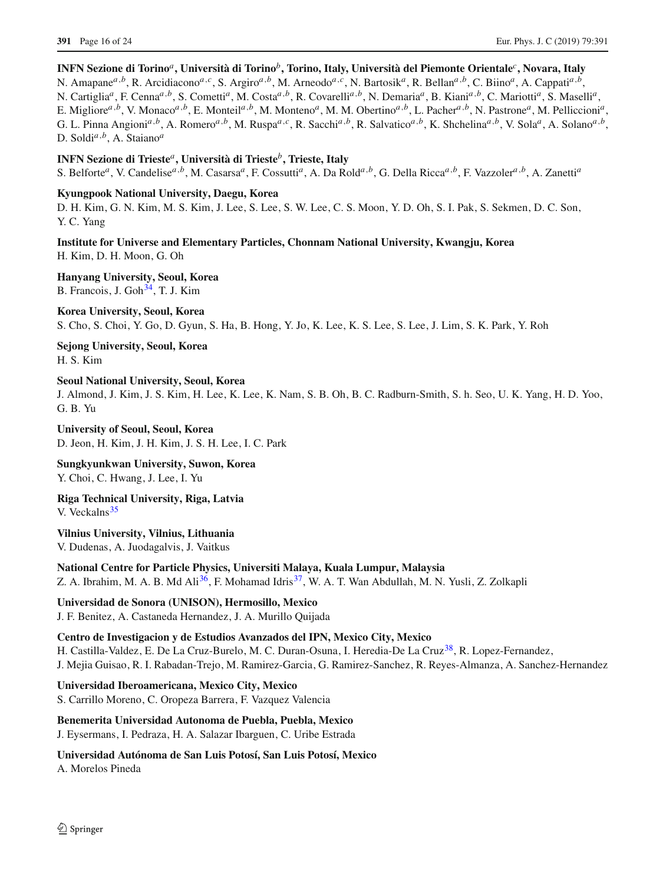**INFN Sezione di Torino[a], Università di Torino[b], Torino, Italy, Università del Piemonte Orientale[c], Novara, Italy**
N. Amapane[a,b], R. Arcidiacono[a,c], S. Argiro[a,b], M. Arneodo[a,c], N. Bartosik[a], R. Bellan[a,b], C. Biino[a], A. Cappati[a,b], N. Cartiglia[a], F. Cenna[a,b], S. Cometti[a], M. Costa[a,b], R. Covarelli[a,b], N. Demaria[a], B. Kiani[a,b], C. Mariotti[a], S. Maselli[a], E. Migliore[a,b], V. Monaco[a,b], E. Monteil[a,b], M. Monteno[a], M. M. Obertino[a,b], L. Pacher[a,b], N. Pastrone[a], M. Pelliccioni[a], G. L. Pinna Angioni[a,b], A. Romero[a,b], M. Ruspa[a,c], R. Sacchi[a,b], R. Salvatico[a,b], K. Shchelina[a,b], V. Sola[a], A. Solano[a,b], D. Soldi[a,b], A. Staiano[a]

**INFN Sezione di Trieste[a], Università di Trieste[b], Trieste, Italy**
S. Belforte[a], V. Candelise[a,b], M. Casarsa[a], F. Cossutti[a], A. Da Rold[a,b], G. Della Ricca[a,b], F. Vazzoler[a,b], A. Zanetti[a]

**Kyungpook National University, Daegu, Korea**
D. H. Kim, G. N. Kim, M. S. Kim, J. Lee, S. Lee, S. W. Lee, C. S. Moon, Y. D. Oh, S. I. Pak, S. Sekmen, D. C. Son, Y. C. Yang

**Institute for Universe and Elementary Particles, Chonnam National University, Kwangju, Korea**
H. Kim, D. H. Moon, G. Oh

**Hanyang University, Seoul, Korea**
B. Francois, J. Goh[34], T. J. Kim

**Korea University, Seoul, Korea**
S. Cho, S. Choi, Y. Go, D. Gyun, S. Ha, B. Hong, Y. Jo, K. Lee, K. S. Lee, S. Lee, J. Lim, S. K. Park, Y. Roh

**Sejong University, Seoul, Korea**
H. S. Kim

**Seoul National University, Seoul, Korea**
J. Almond, J. Kim, J. S. Kim, H. Lee, K. Lee, K. Nam, S. B. Oh, B. C. Radburn-Smith, S. h. Seo, U. K. Yang, H. D. Yoo, G. B. Yu

**University of Seoul, Seoul, Korea**
D. Jeon, H. Kim, J. H. Kim, J. S. H. Lee, I. C. Park

**Sungkyunkwan University, Suwon, Korea**
Y. Choi, C. Hwang, J. Lee, I. Yu

**Riga Technical University, Riga, Latvia**
V. Veckalns[35]

**Vilnius University, Vilnius, Lithuania**
V. Dudenas, A. Juodagalvis, J. Vaitkus

**National Centre for Particle Physics, Universiti Malaya, Kuala Lumpur, Malaysia**
Z. A. Ibrahim, M. A. B. Md Ali[36], F. Mohamad Idris[37], W. A. T. Wan Abdullah, M. N. Yusli, Z. Zolkapli

**Universidad de Sonora (UNISON), Hermosillo, Mexico**
J. F. Benitez, A. Castaneda Hernandez, J. A. Murillo Quijada

**Centro de Investigacion y de Estudios Avanzados del IPN, Mexico City, Mexico**
H. Castilla-Valdez, E. De La Cruz-Burelo, M. C. Duran-Osuna, I. Heredia-De La Cruz[38], R. Lopez-Fernandez, J. Mejia Guisao, R. I. Rabadan-Trejo, M. Ramirez-Garcia, G. Ramirez-Sanchez, R. Reyes-Almanza, A. Sanchez-Hernandez

**Universidad Iberoamericana, Mexico City, Mexico**
S. Carrillo Moreno, C. Oropeza Barrera, F. Vazquez Valencia

**Benemerita Universidad Autonoma de Puebla, Puebla, Mexico**
J. Eysermans, I. Pedraza, H. A. Salazar Ibarguen, C. Uribe Estrada

**Universidad Autónoma de San Luis Potosí, San Luis Potosí, Mexico**
A. Morelos Pineda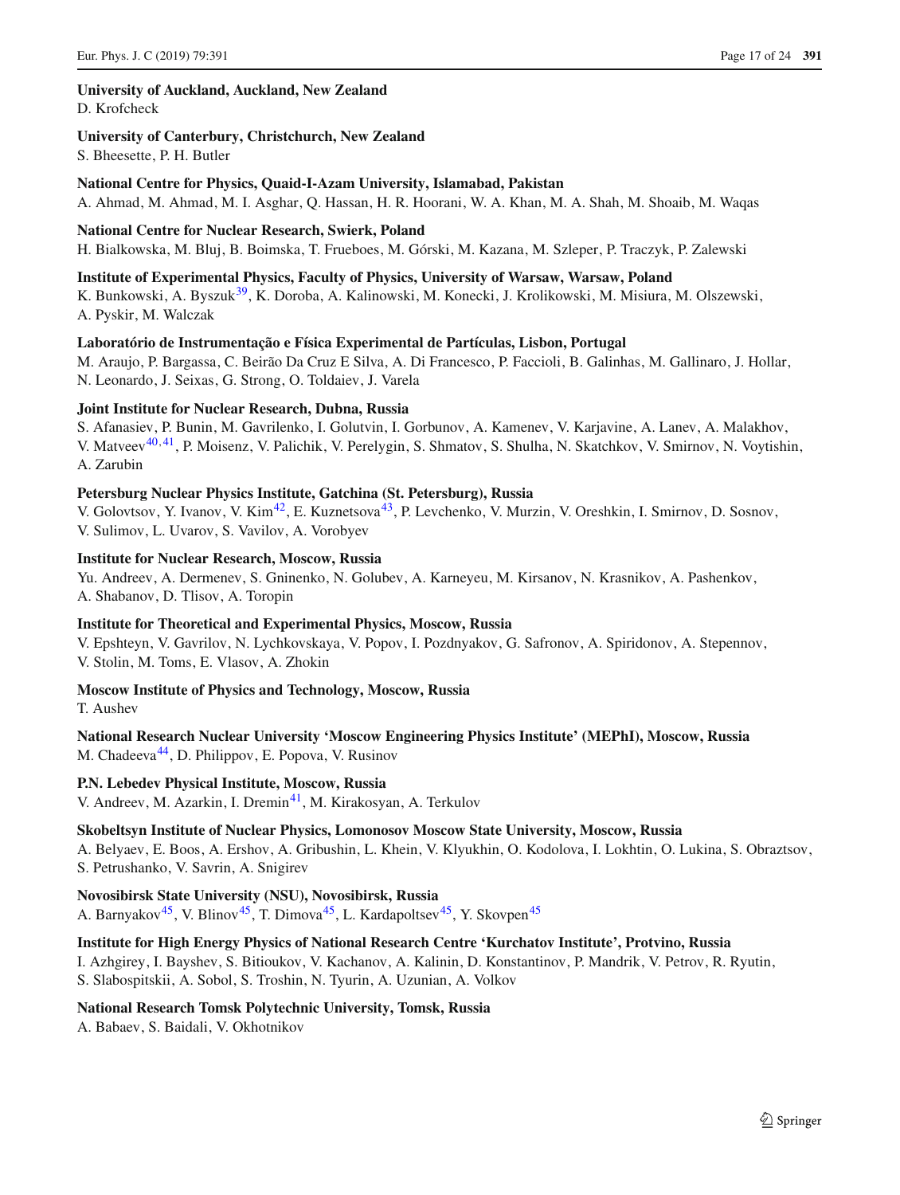**University of Auckland, Auckland, New Zealand**
D. Krofcheck

**University of Canterbury, Christchurch, New Zealand**
S. Bheesette, P. H. Butler

**National Centre for Physics, Quaid-I-Azam University, Islamabad, Pakistan**
A. Ahmad, M. Ahmad, M. I. Asghar, Q. Hassan, H. R. Hoorani, W. A. Khan, M. A. Shah, M. Shoaib, M. Waqas

**National Centre for Nuclear Research, Swierk, Poland**
H. Bialkowska, M. Bluj, B. Boimska, T. Frueboes, M. Górski, M. Kazana, M. Szleper, P. Traczyk, P. Zalewski

**Institute of Experimental Physics, Faculty of Physics, University of Warsaw, Warsaw, Poland**
K. Bunkowski, A. Byszuk[39], K. Doroba, A. Kalinowski, M. Konecki, J. Krolikowski, M. Misiura, M. Olszewski, A. Pyskir, M. Walczak

**Laboratório de Instrumentação e Física Experimental de Partículas, Lisbon, Portugal**
M. Araujo, P. Bargassa, C. Beirão Da Cruz E Silva, A. Di Francesco, P. Faccioli, B. Galinhas, M. Gallinaro, J. Hollar, N. Leonardo, J. Seixas, G. Strong, O. Toldaiev, J. Varela

**Joint Institute for Nuclear Research, Dubna, Russia**
S. Afanasiev, P. Bunin, M. Gavrilenko, I. Golutvin, I. Gorbunov, A. Kamenev, V. Karjavine, A. Lanev, A. Malakhov, V. Matveev[40,41], P. Moisenz, V. Palichik, V. Perelygin, S. Shmatov, S. Shulha, N. Skatchkov, V. Smirnov, N. Voytishin, A. Zarubin

**Petersburg Nuclear Physics Institute, Gatchina (St. Petersburg), Russia**
V. Golovtsov, Y. Ivanov, V. Kim[42], E. Kuznetsova[43], P. Levchenko, V. Murzin, V. Oreshkin, I. Smirnov, D. Sosnov, V. Sulimov, L. Uvarov, S. Vavilov, A. Vorobyev

**Institute for Nuclear Research, Moscow, Russia**
Yu. Andreev, A. Dermenev, S. Gninenko, N. Golubev, A. Karneyeu, M. Kirsanov, N. Krasnikov, A. Pashenkov, A. Shabanov, D. Tlisov, A. Toropin

**Institute for Theoretical and Experimental Physics, Moscow, Russia**
V. Epshteyn, V. Gavrilov, N. Lychkovskaya, V. Popov, I. Pozdnyakov, G. Safronov, A. Spiridonov, A. Stepennov, V. Stolin, M. Toms, E. Vlasov, A. Zhokin

**Moscow Institute of Physics and Technology, Moscow, Russia**
T. Aushev

**National Research Nuclear University 'Moscow Engineering Physics Institute' (MEPhI), Moscow, Russia**
M. Chadeeva[44], D. Philippov, E. Popova, V. Rusinov

**P.N. Lebedev Physical Institute, Moscow, Russia**
V. Andreev, M. Azarkin, I. Dremin[41], M. Kirakosyan, A. Terkulov

**Skobeltsyn Institute of Nuclear Physics, Lomonosov Moscow State University, Moscow, Russia**
A. Belyaev, E. Boos, A. Ershov, A. Gribushin, L. Khein, V. Klyukhin, O. Kodolova, I. Lokhtin, O. Lukina, S. Obraztsov, S. Petrushanko, V. Savrin, A. Snigirev

**Novosibirsk State University (NSU), Novosibirsk, Russia**
A. Barnyakov[45], V. Blinov[45], T. Dimova[45], L. Kardapoltsev[45], Y. Skovpen[45]

**Institute for High Energy Physics of National Research Centre 'Kurchatov Institute', Protvino, Russia**
I. Azhgirey, I. Bayshev, S. Bitioukov, V. Kachanov, A. Kalinin, D. Konstantinov, P. Mandrik, V. Petrov, R. Ryutin, S. Slabospitskii, A. Sobol, S. Troshin, N. Tyurin, A. Uzunian, A. Volkov

**National Research Tomsk Polytechnic University, Tomsk, Russia**
A. Babaev, S. Baidali, V. Okhotnikov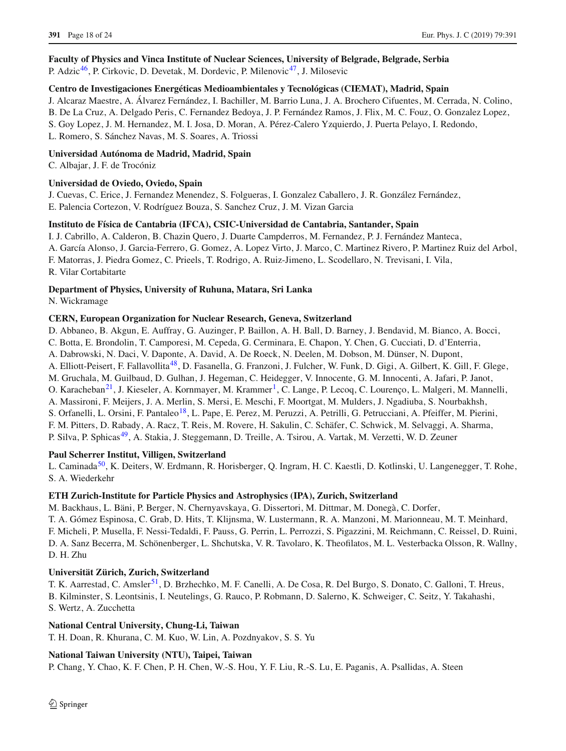**Faculty of Physics and Vinca Institute of Nuclear Sciences, University of Belgrade, Belgrade, Serbia**
P. Adzic[46], P. Cirkovic, D. Devetak, M. Dordevic, P. Milenovic[47], J. Milosevic

**Centro de Investigaciones Energéticas Medioambientales y Tecnológicas (CIEMAT), Madrid, Spain**
J. Alcaraz Maestre, A. Álvarez Fernández, I. Bachiller, M. Barrio Luna, J. A. Brochero Cifuentes, M. Cerrada, N. Colino, B. De La Cruz, A. Delgado Peris, C. Fernandez Bedoya, J. P. Fernández Ramos, J. Flix, M. C. Fouz, O. Gonzalez Lopez, S. Goy Lopez, J. M. Hernandez, M. I. Josa, D. Moran, A. Pérez-Calero Yzquierdo, J. Puerta Pelayo, I. Redondo, L. Romero, S. Sánchez Navas, M. S. Soares, A. Triossi

**Universidad Autónoma de Madrid, Madrid, Spain**
C. Albajar, J. F. de Trocóniz

**Universidad de Oviedo, Oviedo, Spain**
J. Cuevas, C. Erice, J. Fernandez Menendez, S. Folgueras, I. Gonzalez Caballero, J. R. González Fernández, E. Palencia Cortezon, V. Rodríguez Bouza, S. Sanchez Cruz, J. M. Vizan Garcia

**Instituto de Física de Cantabria (IFCA), CSIC-Universidad de Cantabria, Santander, Spain**
I. J. Cabrillo, A. Calderon, B. Chazin Quero, J. Duarte Campderros, M. Fernandez, P. J. Fernández Manteca, A. García Alonso, J. Garcia-Ferrero, G. Gomez, A. Lopez Virto, J. Marco, C. Martinez Rivero, P. Martinez Ruiz del Arbol, F. Matorras, J. Piedra Gomez, C. Prieels, T. Rodrigo, A. Ruiz-Jimeno, L. Scodellaro, N. Trevisani, I. Vila, R. Vilar Cortabitarte

**Department of Physics, University of Ruhuna, Matara, Sri Lanka**
N. Wickramage

**CERN, European Organization for Nuclear Research, Geneva, Switzerland**
D. Abbaneo, B. Akgun, E. Auffray, G. Auzinger, P. Baillon, A. H. Ball, D. Barney, J. Bendavid, M. Bianco, A. Bocci, C. Botta, E. Brondolin, T. Camporesi, M. Cepeda, G. Cerminara, E. Chapon, Y. Chen, G. Cucciati, D. d'Enterria, A. Dabrowski, N. Daci, V. Daponte, A. David, A. De Roeck, N. Deelen, M. Dobson, M. Dünser, N. Dupont, A. Elliott-Peisert, F. Fallavollita[48], D. Fasanella, G. Franzoni, J. Fulcher, W. Funk, D. Gigi, A. Gilbert, K. Gill, F. Glege, M. Gruchala, M. Guilbaud, D. Gulhan, J. Hegeman, C. Heidegger, V. Innocente, G. M. Innocenti, A. Jafari, P. Janot, O. Karacheban[21], J. Kieseler, A. Kornmayer, M. Krammer[1], C. Lange, P. Lecoq, C. Lourenço, L. Malgeri, M. Mannelli, A. Massironi, F. Meijers, J. A. Merlin, S. Mersi, E. Meschi, F. Moortgat, M. Mulders, J. Ngadiuba, S. Nourbakhsh, S. Orfanelli, L. Orsini, F. Pantaleo[18], L. Pape, E. Perez, M. Peruzzi, A. Petrilli, G. Petrucciani, A. Pfeiffer, M. Pierini, F. M. Pitters, D. Rabady, A. Racz, T. Reis, M. Rovere, H. Sakulin, C. Schäfer, C. Schwick, M. Selvaggi, A. Sharma, P. Silva, P. Sphicas[49], A. Stakia, J. Steggemann, D. Treille, A. Tsirou, A. Vartak, M. Verzetti, W. D. Zeuner

**Paul Scherrer Institut, Villigen, Switzerland**
L. Caminada[50], K. Deiters, W. Erdmann, R. Horisberger, Q. Ingram, H. C. Kaestli, D. Kotlinski, U. Langenegger, T. Rohe, S. A. Wiederkehr

**ETH Zurich-Institute for Particle Physics and Astrophysics (IPA), Zurich, Switzerland**
M. Backhaus, L. Bäni, P. Berger, N. Chernyavskaya, G. Dissertori, M. Dittmar, M. Donegà, C. Dorfer, T. A. Gómez Espinosa, C. Grab, D. Hits, T. Klijnsma, W. Lustermann, R. A. Manzoni, M. Marionneau, M. T. Meinhard, F. Micheli, P. Musella, F. Nessi-Tedaldi, F. Pauss, G. Perrin, L. Perrozzi, S. Pigazzini, M. Reichmann, C. Reissel, D. Ruini, D. A. Sanz Becerra, M. Schönenberger, L. Shchutska, V. R. Tavolaro, K. Theofilatos, M. L. Vesterbacka Olsson, R. Wallny, D. H. Zhu

**Universität Zürich, Zurich, Switzerland**
T. K. Aarrestad, C. Amsler[51], D. Brzhechko, M. F. Canelli, A. De Cosa, R. Del Burgo, S. Donato, C. Galloni, T. Hreus, B. Kilminster, S. Leontsinis, I. Neutelings, G. Rauco, P. Robmann, D. Salerno, K. Schweiger, C. Seitz, Y. Takahashi, S. Wertz, A. Zucchetta

**National Central University, Chung-Li, Taiwan**
T. H. Doan, R. Khurana, C. M. Kuo, W. Lin, A. Pozdnyakov, S. S. Yu

**National Taiwan University (NTU), Taipei, Taiwan**
P. Chang, Y. Chao, K. F. Chen, P. H. Chen, W.-S. Hou, Y. F. Liu, R.-S. Lu, E. Paganis, A. Psallidas, A. Steen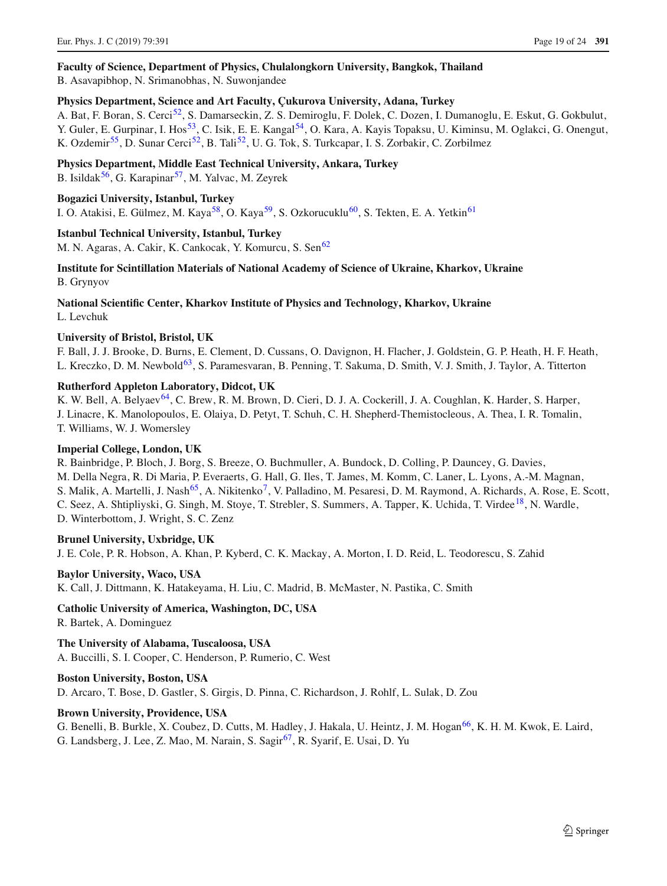**Faculty of Science, Department of Physics, Chulalongkorn University, Bangkok, Thailand**
B. Asavapibhop, N. Srimanobhas, N. Suwonjandee

**Physics Department, Science and Art Faculty, Çukurova University, Adana, Turkey**
A. Bat, F. Boran, S. Cerci[52], S. Damarseckin, Z. S. Demiroglu, F. Dolek, C. Dozen, I. Dumanoglu, E. Eskut, G. Gokbulut, Y. Guler, E. Gurpinar, I. Hos[53], C. Isik, E. E. Kangal[54], O. Kara, A. Kayis Topaksu, U. Kiminsu, M. Oglakci, G. Onengut, K. Ozdemir[55], D. Sunar Cerci[52], B. Tali[52], U. G. Tok, S. Turkcapar, I. S. Zorbakir, C. Zorbilmez

**Physics Department, Middle East Technical University, Ankara, Turkey**
B. Isildak[56], G. Karapinar[57], M. Yalvac, M. Zeyrek

**Bogazici University, Istanbul, Turkey**
I. O. Atakisi, E. Gülmez, M. Kaya[58], O. Kaya[59], S. Ozkorucuklu[60], S. Tekten, E. A. Yetkin[61]

**Istanbul Technical University, Istanbul, Turkey**
M. N. Agaras, A. Cakir, K. Cankocak, Y. Komurcu, S. Sen[62]

**Institute for Scintillation Materials of National Academy of Science of Ukraine, Kharkov, Ukraine**
B. Grynyov

**National Scientific Center, Kharkov Institute of Physics and Technology, Kharkov, Ukraine**
L. Levchuk

**University of Bristol, Bristol, UK**
F. Ball, J. J. Brooke, D. Burns, E. Clement, D. Cussans, O. Davignon, H. Flacher, J. Goldstein, G. P. Heath, H. F. Heath, L. Kreczko, D. M. Newbold[63], S. Paramesvaran, B. Penning, T. Sakuma, D. Smith, V. J. Smith, J. Taylor, A. Titterton

**Rutherford Appleton Laboratory, Didcot, UK**
K. W. Bell, A. Belyaev[64], C. Brew, R. M. Brown, D. Cieri, D. J. A. Cockerill, J. A. Coughlan, K. Harder, S. Harper, J. Linacre, K. Manolopoulos, E. Olaiya, D. Petyt, T. Schuh, C. H. Shepherd-Themistocleous, A. Thea, I. R. Tomalin, T. Williams, W. J. Womersley

**Imperial College, London, UK**
R. Bainbridge, P. Bloch, J. Borg, S. Breeze, O. Buchmuller, A. Bundock, D. Colling, P. Dauncey, G. Davies, M. Della Negra, R. Di Maria, P. Everaerts, G. Hall, G. Iles, T. James, M. Komm, C. Laner, L. Lyons, A.-M. Magnan, S. Malik, A. Martelli, J. Nash[65], A. Nikitenko[7], V. Palladino, M. Pesaresi, D. M. Raymond, A. Richards, A. Rose, E. Scott, C. Seez, A. Shtipliyski, G. Singh, M. Stoye, T. Strebler, S. Summers, A. Tapper, K. Uchida, T. Virdee[18], N. Wardle, D. Winterbottom, J. Wright, S. C. Zenz

**Brunel University, Uxbridge, UK**
J. E. Cole, P. R. Hobson, A. Khan, P. Kyberd, C. K. Mackay, A. Morton, I. D. Reid, L. Teodorescu, S. Zahid

**Baylor University, Waco, USA**
K. Call, J. Dittmann, K. Hatakeyama, H. Liu, C. Madrid, B. McMaster, N. Pastika, C. Smith

**Catholic University of America, Washington, DC, USA**
R. Bartek, A. Dominguez

**The University of Alabama, Tuscaloosa, USA**
A. Buccilli, S. I. Cooper, C. Henderson, P. Rumerio, C. West

**Boston University, Boston, USA**
D. Arcaro, T. Bose, D. Gastler, S. Girgis, D. Pinna, C. Richardson, J. Rohlf, L. Sulak, D. Zou

**Brown University, Providence, USA**
G. Benelli, B. Burkle, X. Coubez, D. Cutts, M. Hadley, J. Hakala, U. Heintz, J. M. Hogan[66], K. H. M. Kwok, E. Laird, G. Landsberg, J. Lee, Z. Mao, M. Narain, S. Sagir[67], R. Syarif, E. Usai, D. Yu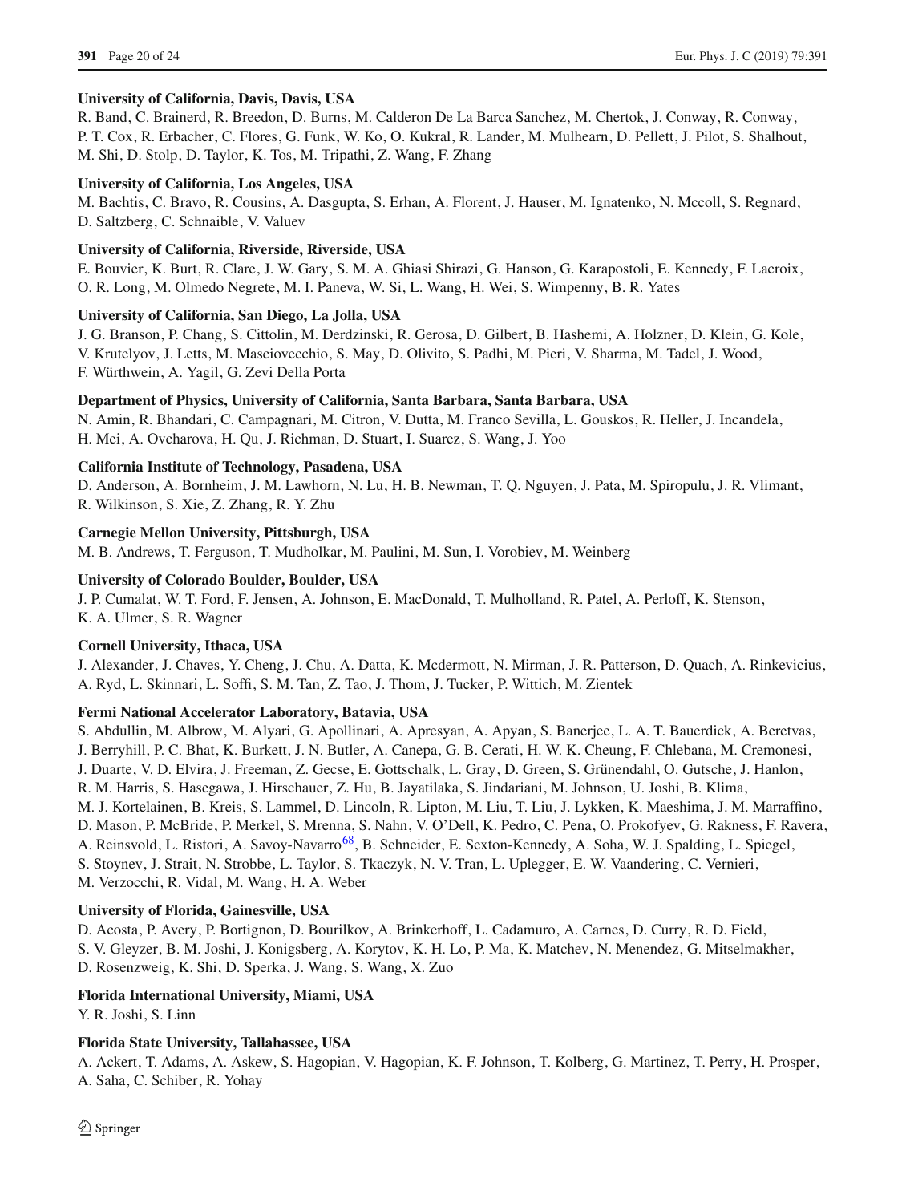**University of California, Davis, Davis, USA**

R. Band, C. Brainerd, R. Breedon, D. Burns, M. Calderon De La Barca Sanchez, M. Chertok, J. Conway, R. Conway, P. T. Cox, R. Erbacher, C. Flores, G. Funk, W. Ko, O. Kukral, R. Lander, M. Mulhearn, D. Pellett, J. Pilot, S. Shalhout, M. Shi, D. Stolp, D. Taylor, K. Tos, M. Tripathi, Z. Wang, F. Zhang

**University of California, Los Angeles, USA**

M. Bachtis, C. Bravo, R. Cousins, A. Dasgupta, S. Erhan, A. Florent, J. Hauser, M. Ignatenko, N. Mccoll, S. Regnard, D. Saltzberg, C. Schnaible, V. Valuev

**University of California, Riverside, Riverside, USA**

E. Bouvier, K. Burt, R. Clare, J. W. Gary, S. M. A. Ghiasi Shirazi, G. Hanson, G. Karapostoli, E. Kennedy, F. Lacroix, O. R. Long, M. Olmedo Negrete, M. I. Paneva, W. Si, L. Wang, H. Wei, S. Wimpenny, B. R. Yates

**University of California, San Diego, La Jolla, USA**

J. G. Branson, P. Chang, S. Cittolin, M. Derdzinski, R. Gerosa, D. Gilbert, B. Hashemi, A. Holzner, D. Klein, G. Kole, V. Krutelyov, J. Letts, M. Masciovecchio, S. May, D. Olivito, S. Padhi, M. Pieri, V. Sharma, M. Tadel, J. Wood, F. Würthwein, A. Yagil, G. Zevi Della Porta

**Department of Physics, University of California, Santa Barbara, Santa Barbara, USA**

N. Amin, R. Bhandari, C. Campagnari, M. Citron, V. Dutta, M. Franco Sevilla, L. Gouskos, R. Heller, J. Incandela, H. Mei, A. Ovcharova, H. Qu, J. Richman, D. Stuart, I. Suarez, S. Wang, J. Yoo

**California Institute of Technology, Pasadena, USA**

D. Anderson, A. Bornheim, J. M. Lawhorn, N. Lu, H. B. Newman, T. Q. Nguyen, J. Pata, M. Spiropulu, J. R. Vlimant, R. Wilkinson, S. Xie, Z. Zhang, R. Y. Zhu

**Carnegie Mellon University, Pittsburgh, USA**

M. B. Andrews, T. Ferguson, T. Mudholkar, M. Paulini, M. Sun, I. Vorobiev, M. Weinberg

**University of Colorado Boulder, Boulder, USA**

J. P. Cumalat, W. T. Ford, F. Jensen, A. Johnson, E. MacDonald, T. Mulholland, R. Patel, A. Perloff, K. Stenson, K. A. Ulmer, S. R. Wagner

**Cornell University, Ithaca, USA**

J. Alexander, J. Chaves, Y. Cheng, J. Chu, A. Datta, K. Mcdermott, N. Mirman, J. R. Patterson, D. Quach, A. Rinkevicius, A. Ryd, L. Skinnari, L. Soffi, S. M. Tan, Z. Tao, J. Thom, J. Tucker, P. Wittich, M. Zientek

**Fermi National Accelerator Laboratory, Batavia, USA**

S. Abdullin, M. Albrow, M. Alyari, G. Apollinari, A. Apresyan, A. Apyan, S. Banerjee, L. A. T. Bauerdick, A. Beretvas, J. Berryhill, P. C. Bhat, K. Burkett, J. N. Butler, A. Canepa, G. B. Cerati, H. W. K. Cheung, F. Chlebana, M. Cremonesi, J. Duarte, V. D. Elvira, J. Freeman, Z. Gecse, E. Gottschalk, L. Gray, D. Green, S. Grünendahl, O. Gutsche, J. Hanlon, R. M. Harris, S. Hasegawa, J. Hirschauer, Z. Hu, B. Jayatilaka, S. Jindariani, M. Johnson, U. Joshi, B. Klima, M. J. Kortelainen, B. Kreis, S. Lammel, D. Lincoln, R. Lipton, M. Liu, T. Liu, J. Lykken, K. Maeshima, J. M. Marraffino, D. Mason, P. McBride, P. Merkel, S. Mrenna, S. Nahn, V. O'Dell, K. Pedro, C. Pena, O. Prokofyev, G. Rakness, F. Ravera, A. Reinsvold, L. Ristori, A. Savoy-Navarro[68], B. Schneider, E. Sexton-Kennedy, A. Soha, W. J. Spalding, L. Spiegel, S. Stoynev, J. Strait, N. Strobbe, L. Taylor, S. Tkaczyk, N. V. Tran, L. Uplegger, E. W. Vaandering, C. Vernieri, M. Verzocchi, R. Vidal, M. Wang, H. A. Weber

**University of Florida, Gainesville, USA**

D. Acosta, P. Avery, P. Bortignon, D. Bourilkov, A. Brinkerhoff, L. Cadamuro, A. Carnes, D. Curry, R. D. Field, S. V. Gleyzer, B. M. Joshi, J. Konigsberg, A. Korytov, K. H. Lo, P. Ma, K. Matchev, N. Menendez, G. Mitselmakher, D. Rosenzweig, K. Shi, D. Sperka, J. Wang, S. Wang, X. Zuo

**Florida International University, Miami, USA**

Y. R. Joshi, S. Linn

**Florida State University, Tallahassee, USA**

A. Ackert, T. Adams, A. Askew, S. Hagopian, V. Hagopian, K. F. Johnson, T. Kolberg, G. Martinez, T. Perry, H. Prosper, A. Saha, C. Schiber, R. Yohay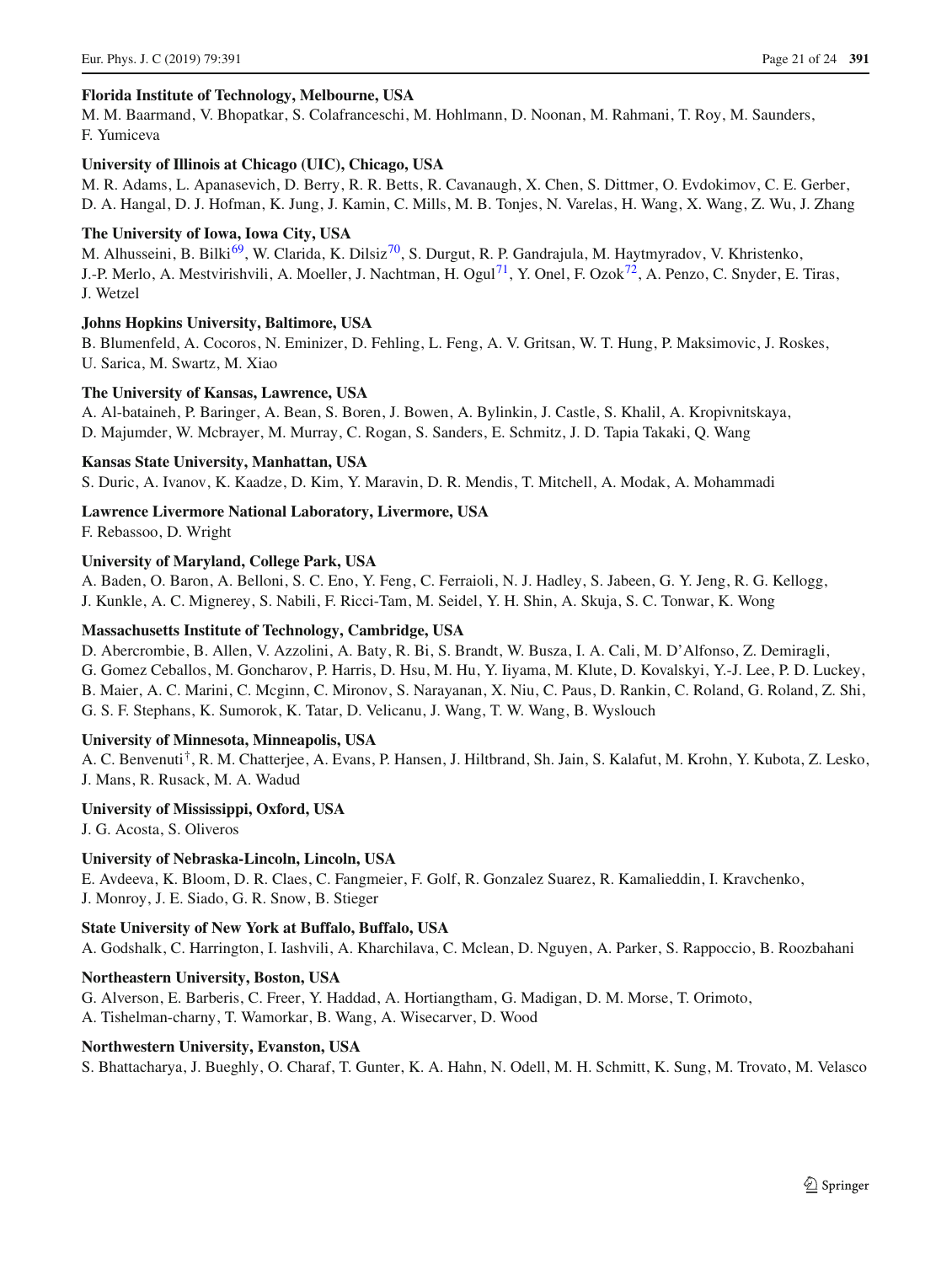**Florida Institute of Technology, Melbourne, USA**

M. M. Baarmand, V. Bhopatkar, S. Colafranceschi, M. Hohlmann, D. Noonan, M. Rahmani, T. Roy, M. Saunders, F. Yumiceva

**University of Illinois at Chicago (UIC), Chicago, USA**

M. R. Adams, L. Apanasevich, D. Berry, R. R. Betts, R. Cavanaugh, X. Chen, S. Dittmer, O. Evdokimov, C. E. Gerber, D. A. Hangal, D. J. Hofman, K. Jung, J. Kamin, C. Mills, M. B. Tonjes, N. Varelas, H. Wang, X. Wang, Z. Wu, J. Zhang

**The University of Iowa, Iowa City, USA**

M. Alhusseini, B. Bilki[69], W. Clarida, K. Dilsiz[70], S. Durgut, R. P. Gandrajula, M. Haytmyradov, V. Khristenko, J.-P. Merlo, A. Mestvirishvili, A. Moeller, J. Nachtman, H. Ogul[71], Y. Onel, F. Ozok[72], A. Penzo, C. Snyder, E. Tiras, J. Wetzel

**Johns Hopkins University, Baltimore, USA**

B. Blumenfeld, A. Cocoros, N. Eminizer, D. Fehling, L. Feng, A. V. Gritsan, W. T. Hung, P. Maksimovic, J. Roskes, U. Sarica, M. Swartz, M. Xiao

**The University of Kansas, Lawrence, USA**

A. Al-bataineh, P. Baringer, A. Bean, S. Boren, J. Bowen, A. Bylinkin, J. Castle, S. Khalil, A. Kropivnitskaya, D. Majumder, W. Mcbrayer, M. Murray, C. Rogan, S. Sanders, E. Schmitz, J. D. Tapia Takaki, Q. Wang

**Kansas State University, Manhattan, USA**

S. Duric, A. Ivanov, K. Kaadze, D. Kim, Y. Maravin, D. R. Mendis, T. Mitchell, A. Modak, A. Mohammadi

**Lawrence Livermore National Laboratory, Livermore, USA**

F. Rebassoo, D. Wright

**University of Maryland, College Park, USA**

A. Baden, O. Baron, A. Belloni, S. C. Eno, Y. Feng, C. Ferraioli, N. J. Hadley, S. Jabeen, G. Y. Jeng, R. G. Kellogg, J. Kunkle, A. C. Mignerey, S. Nabili, F. Ricci-Tam, M. Seidel, Y. H. Shin, A. Skuja, S. C. Tonwar, K. Wong

**Massachusetts Institute of Technology, Cambridge, USA**

D. Abercrombie, B. Allen, V. Azzolini, A. Baty, R. Bi, S. Brandt, W. Busza, I. A. Cali, M. D'Alfonso, Z. Demiragli, G. Gomez Ceballos, M. Goncharov, P. Harris, D. Hsu, M. Hu, Y. Iiyama, M. Klute, D. Kovalskyi, Y.-J. Lee, P. D. Luckey, B. Maier, A. C. Marini, C. Mcginn, C. Mironov, S. Narayanan, X. Niu, C. Paus, D. Rankin, C. Roland, G. Roland, Z. Shi, G. S. F. Stephans, K. Sumorok, K. Tatar, D. Velicanu, J. Wang, T. W. Wang, B. Wyslouch

**University of Minnesota, Minneapolis, USA**

A. C. Benvenuti†, R. M. Chatterjee, A. Evans, P. Hansen, J. Hiltbrand, Sh. Jain, S. Kalafut, M. Krohn, Y. Kubota, Z. Lesko, J. Mans, R. Rusack, M. A. Wadud

**University of Mississippi, Oxford, USA**

J. G. Acosta, S. Oliveros

**University of Nebraska-Lincoln, Lincoln, USA**

E. Avdeeva, K. Bloom, D. R. Claes, C. Fangmeier, F. Golf, R. Gonzalez Suarez, R. Kamalieddin, I. Kravchenko, J. Monroy, J. E. Siado, G. R. Snow, B. Stieger

**State University of New York at Buffalo, Buffalo, USA**

A. Godshalk, C. Harrington, I. Iashvili, A. Kharchilava, C. Mclean, D. Nguyen, A. Parker, S. Rappoccio, B. Roozbahani

**Northeastern University, Boston, USA**

G. Alverson, E. Barberis, C. Freer, Y. Haddad, A. Hortiangtham, G. Madigan, D. M. Morse, T. Orimoto, A. Tishelman-charny, T. Wamorkar, B. Wang, A. Wisecarver, D. Wood

**Northwestern University, Evanston, USA**

S. Bhattacharya, J. Bueghly, O. Charaf, T. Gunter, K. A. Hahn, N. Odell, M. H. Schmitt, K. Sung, M. Trovato, M. Velasco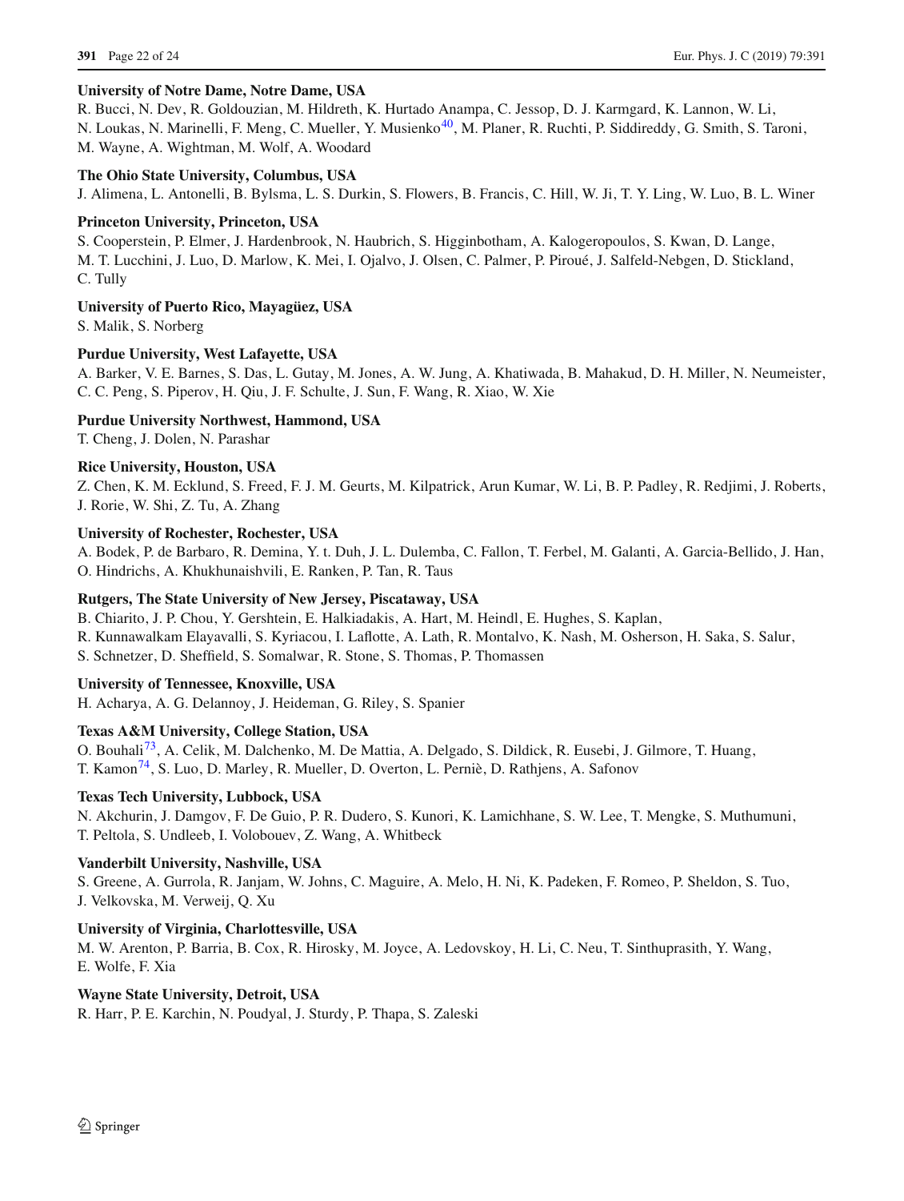**University of Notre Dame, Notre Dame, USA**

R. Bucci, N. Dev, R. Goldouzian, M. Hildreth, K. Hurtado Anampa, C. Jessop, D. J. Karmgard, K. Lannon, W. Li, N. Loukas, N. Marinelli, F. Meng, C. Mueller, Y. Musienko[40], M. Planer, R. Ruchti, P. Siddireddy, G. Smith, S. Taroni, M. Wayne, A. Wightman, M. Wolf, A. Woodard

**The Ohio State University, Columbus, USA**

J. Alimena, L. Antonelli, B. Bylsma, L. S. Durkin, S. Flowers, B. Francis, C. Hill, W. Ji, T. Y. Ling, W. Luo, B. L. Winer

**Princeton University, Princeton, USA**

S. Cooperstein, P. Elmer, J. Hardenbrook, N. Haubrich, S. Higginbotham, A. Kalogeropoulos, S. Kwan, D. Lange, M. T. Lucchini, J. Luo, D. Marlow, K. Mei, I. Ojalvo, J. Olsen, C. Palmer, P. Piroué, J. Salfeld-Nebgen, D. Stickland, C. Tully

**University of Puerto Rico, Mayagüez, USA**

S. Malik, S. Norberg

**Purdue University, West Lafayette, USA**

A. Barker, V. E. Barnes, S. Das, L. Gutay, M. Jones, A. W. Jung, A. Khatiwada, B. Mahakud, D. H. Miller, N. Neumeister, C. C. Peng, S. Piperov, H. Qiu, J. F. Schulte, J. Sun, F. Wang, R. Xiao, W. Xie

**Purdue University Northwest, Hammond, USA**

T. Cheng, J. Dolen, N. Parashar

**Rice University, Houston, USA**

Z. Chen, K. M. Ecklund, S. Freed, F. J. M. Geurts, M. Kilpatrick, Arun Kumar, W. Li, B. P. Padley, R. Redjimi, J. Roberts, J. Rorie, W. Shi, Z. Tu, A. Zhang

**University of Rochester, Rochester, USA**

A. Bodek, P. de Barbaro, R. Demina, Y. t. Duh, J. L. Dulemba, C. Fallon, T. Ferbel, M. Galanti, A. Garcia-Bellido, J. Han, O. Hindrichs, A. Khukhunaishvili, E. Ranken, P. Tan, R. Taus

**Rutgers, The State University of New Jersey, Piscataway, USA**

B. Chiarito, J. P. Chou, Y. Gershtein, E. Halkiadakis, A. Hart, M. Heindl, E. Hughes, S. Kaplan, R. Kunnawalkam Elayavalli, S. Kyriacou, I. Laflotte, A. Lath, R. Montalvo, K. Nash, M. Osherson, H. Saka, S. Salur, S. Schnetzer, D. Sheffield, S. Somalwar, R. Stone, S. Thomas, P. Thomassen

**University of Tennessee, Knoxville, USA**

H. Acharya, A. G. Delannoy, J. Heideman, G. Riley, S. Spanier

**Texas A&M University, College Station, USA**

O. Bouhali[73], A. Celik, M. Dalchenko, M. De Mattia, A. Delgado, S. Dildick, R. Eusebi, J. Gilmore, T. Huang, T. Kamon[74], S. Luo, D. Marley, R. Mueller, D. Overton, L. Perniè, D. Rathjens, A. Safonov

**Texas Tech University, Lubbock, USA**

N. Akchurin, J. Damgov, F. De Guio, P. R. Dudero, S. Kunori, K. Lamichhane, S. W. Lee, T. Mengke, S. Muthumuni, T. Peltola, S. Undleeb, I. Volobouev, Z. Wang, A. Whitbeck

**Vanderbilt University, Nashville, USA**

S. Greene, A. Gurrola, R. Janjam, W. Johns, C. Maguire, A. Melo, H. Ni, K. Padeken, F. Romeo, P. Sheldon, S. Tuo, J. Velkovska, M. Verweij, Q. Xu

**University of Virginia, Charlottesville, USA**

M. W. Arenton, P. Barria, B. Cox, R. Hirosky, M. Joyce, A. Ledovskoy, H. Li, C. Neu, T. Sinthuprasith, Y. Wang, E. Wolfe, F. Xia

**Wayne State University, Detroit, USA**

R. Harr, P. E. Karchin, N. Poudyal, J. Sturdy, P. Thapa, S. Zaleski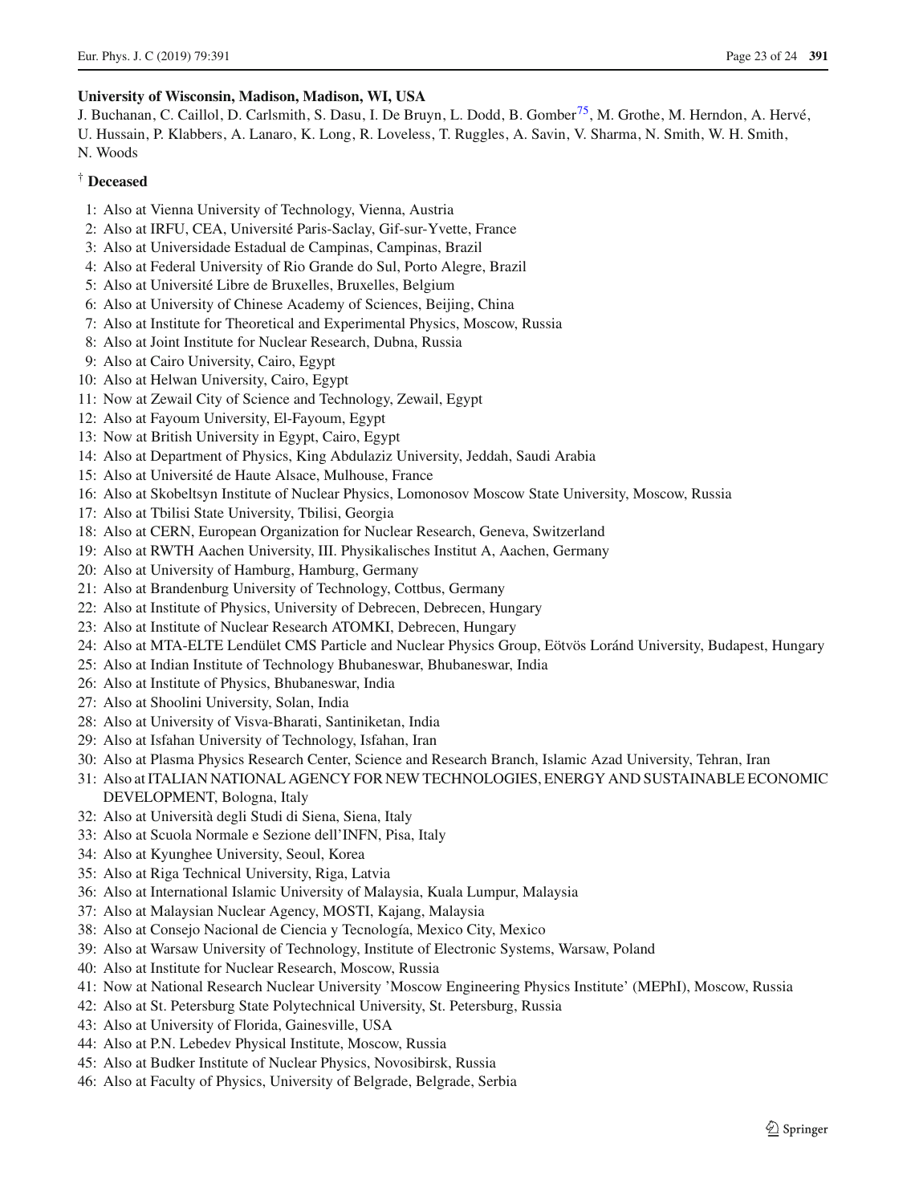**University of Wisconsin, Madison, Madison, WI, USA**

J. Buchanan, C. Caillol, D. Carlsmith, S. Dasu, I. De Bruyn, L. Dodd, B. Gomber[75], M. Grothe, M. Herndon, A. Hervé, U. Hussain, P. Klabbers, A. Lanaro, K. Long, R. Loveless, T. Ruggles, A. Savin, V. Sharma, N. Smith, W. H. Smith, N. Woods

† **Deceased**

1: Also at Vienna University of Technology, Vienna, Austria
2: Also at IRFU, CEA, Université Paris-Saclay, Gif-sur-Yvette, France
3: Also at Universidade Estadual de Campinas, Campinas, Brazil
4: Also at Federal University of Rio Grande do Sul, Porto Alegre, Brazil
5: Also at Université Libre de Bruxelles, Bruxelles, Belgium
6: Also at University of Chinese Academy of Sciences, Beijing, China
7: Also at Institute for Theoretical and Experimental Physics, Moscow, Russia
8: Also at Joint Institute for Nuclear Research, Dubna, Russia
9: Also at Cairo University, Cairo, Egypt
10: Also at Helwan University, Cairo, Egypt
11: Now at Zewail City of Science and Technology, Zewail, Egypt
12: Also at Fayoum University, El-Fayoum, Egypt
13: Now at British University in Egypt, Cairo, Egypt
14: Also at Department of Physics, King Abdulaziz University, Jeddah, Saudi Arabia
15: Also at Université de Haute Alsace, Mulhouse, France
16: Also at Skobeltsyn Institute of Nuclear Physics, Lomonosov Moscow State University, Moscow, Russia
17: Also at Tbilisi State University, Tbilisi, Georgia
18: Also at CERN, European Organization for Nuclear Research, Geneva, Switzerland
19: Also at RWTH Aachen University, III. Physikalisches Institut A, Aachen, Germany
20: Also at University of Hamburg, Hamburg, Germany
21: Also at Brandenburg University of Technology, Cottbus, Germany
22: Also at Institute of Physics, University of Debrecen, Debrecen, Hungary
23: Also at Institute of Nuclear Research ATOMKI, Debrecen, Hungary
24: Also at MTA-ELTE Lendület CMS Particle and Nuclear Physics Group, Eötvös Loránd University, Budapest, Hungary
25: Also at Indian Institute of Technology Bhubaneswar, Bhubaneswar, India
26: Also at Institute of Physics, Bhubaneswar, India
27: Also at Shoolini University, Solan, India
28: Also at University of Visva-Bharati, Santiniketan, India
29: Also at Isfahan University of Technology, Isfahan, Iran
30: Also at Plasma Physics Research Center, Science and Research Branch, Islamic Azad University, Tehran, Iran
31: Also at ITALIAN NATIONAL AGENCY FOR NEW TECHNOLOGIES, ENERGY AND SUSTAINABLE ECONOMIC DEVELOPMENT, Bologna, Italy
32: Also at Università degli Studi di Siena, Siena, Italy
33: Also at Scuola Normale e Sezione dell'INFN, Pisa, Italy
34: Also at Kyunghee University, Seoul, Korea
35: Also at Riga Technical University, Riga, Latvia
36: Also at International Islamic University of Malaysia, Kuala Lumpur, Malaysia
37: Also at Malaysian Nuclear Agency, MOSTI, Kajang, Malaysia
38: Also at Consejo Nacional de Ciencia y Tecnología, Mexico City, Mexico
39: Also at Warsaw University of Technology, Institute of Electronic Systems, Warsaw, Poland
40: Also at Institute for Nuclear Research, Moscow, Russia
41: Now at National Research Nuclear University 'Moscow Engineering Physics Institute' (MEPhI), Moscow, Russia
42: Also at St. Petersburg State Polytechnical University, St. Petersburg, Russia
43: Also at University of Florida, Gainesville, USA
44: Also at P.N. Lebedev Physical Institute, Moscow, Russia
45: Also at Budker Institute of Nuclear Physics, Novosibirsk, Russia
46: Also at Faculty of Physics, University of Belgrade, Belgrade, Serbia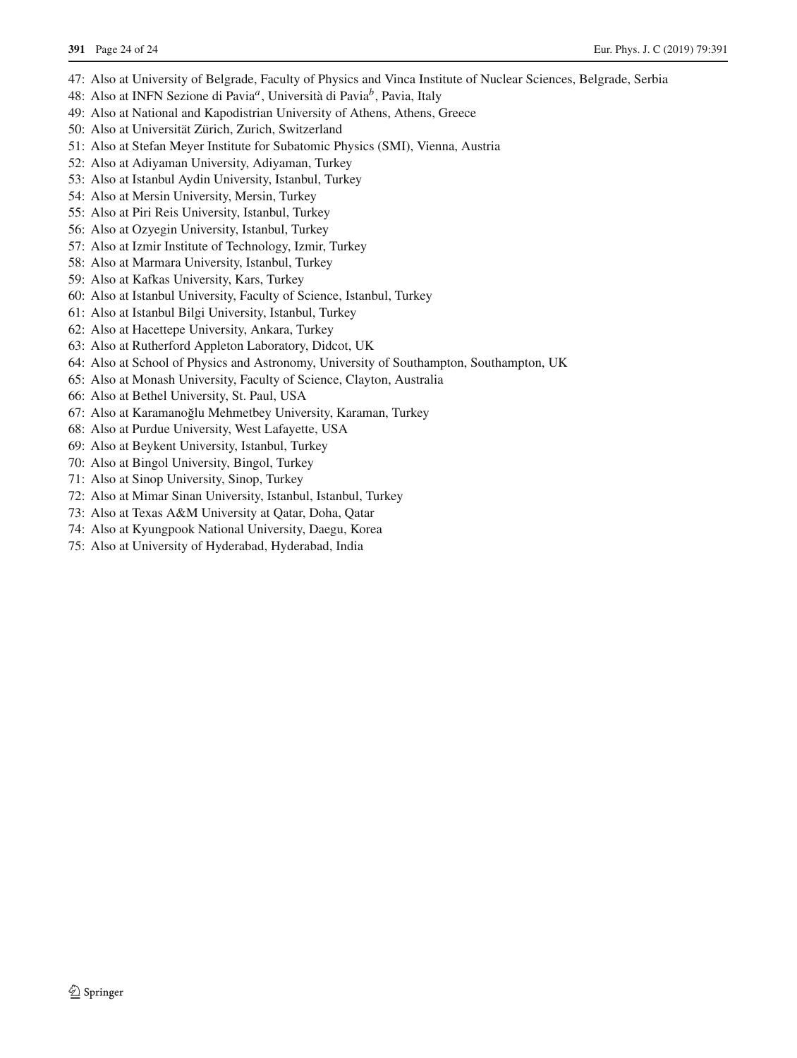47: Also at University of Belgrade, Faculty of Physics and Vinca Institute of Nuclear Sciences, Belgrade, Serbia
48: Also at INFN Sezione di Pavia[a], Università di Pavia[b], Pavia, Italy
49: Also at National and Kapodistrian University of Athens, Athens, Greece
50: Also at Universität Zürich, Zurich, Switzerland
51: Also at Stefan Meyer Institute for Subatomic Physics (SMI), Vienna, Austria
52: Also at Adiyaman University, Adiyaman, Turkey
53: Also at Istanbul Aydin University, Istanbul, Turkey
54: Also at Mersin University, Mersin, Turkey
55: Also at Piri Reis University, Istanbul, Turkey
56: Also at Ozyegin University, Istanbul, Turkey
57: Also at Izmir Institute of Technology, Izmir, Turkey
58: Also at Marmara University, Istanbul, Turkey
59: Also at Kafkas University, Kars, Turkey
60: Also at Istanbul University, Faculty of Science, Istanbul, Turkey
61: Also at Istanbul Bilgi University, Istanbul, Turkey
62: Also at Hacettepe University, Ankara, Turkey
63: Also at Rutherford Appleton Laboratory, Didcot, UK
64: Also at School of Physics and Astronomy, University of Southampton, Southampton, UK
65: Also at Monash University, Faculty of Science, Clayton, Australia
66: Also at Bethel University, St. Paul, USA
67: Also at Karamanoğlu Mehmetbey University, Karaman, Turkey
68: Also at Purdue University, West Lafayette, USA
69: Also at Beykent University, Istanbul, Turkey
70: Also at Bingol University, Bingol, Turkey
71: Also at Sinop University, Sinop, Turkey
72: Also at Mimar Sinan University, Istanbul, Istanbul, Turkey
73: Also at Texas A&M University at Qatar, Doha, Qatar
74: Also at Kyungpook National University, Daegu, Korea
75: Also at University of Hyderabad, Hyderabad, India